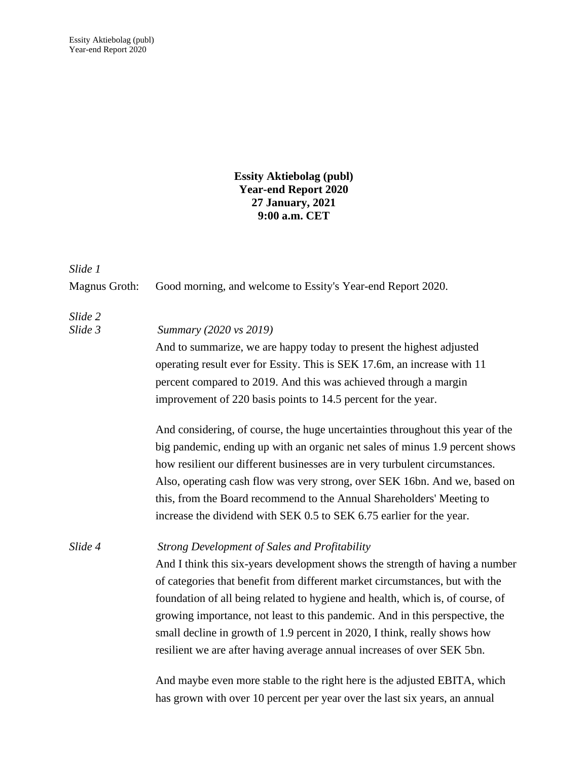**Essity Aktiebolag (publ)**
**Year-end Report 2020**
**27 January, 2021**
**9:00 a.m. CET**

*Slide 1*

Magnus Groth: Good morning, and welcome to Essity's Year-end Report 2020.

*Slide 2*

*Slide 3* *Summary (2020 vs 2019)*

And to summarize, we are happy today to present the highest adjusted operating result ever for Essity. This is SEK 17.6m, an increase with 11 percent compared to 2019. And this was achieved through a margin improvement of 220 basis points to 14.5 percent for the year.

And considering, of course, the huge uncertainties throughout this year of the big pandemic, ending up with an organic net sales of minus 1.9 percent shows how resilient our different businesses are in very turbulent circumstances. Also, operating cash flow was very strong, over SEK 16bn. And we, based on this, from the Board recommend to the Annual Shareholders' Meeting to increase the dividend with SEK 0.5 to SEK 6.75 earlier for the year.

*Slide 4* *Strong Development of Sales and Profitability*

And I think this six-years development shows the strength of having a number of categories that benefit from different market circumstances, but with the foundation of all being related to hygiene and health, which is, of course, of growing importance, not least to this pandemic. And in this perspective, the small decline in growth of 1.9 percent in 2020, I think, really shows how resilient we are after having average annual increases of over SEK 5bn.

And maybe even more stable to the right here is the adjusted EBITA, which has grown with over 10 percent per year over the last six years, an annual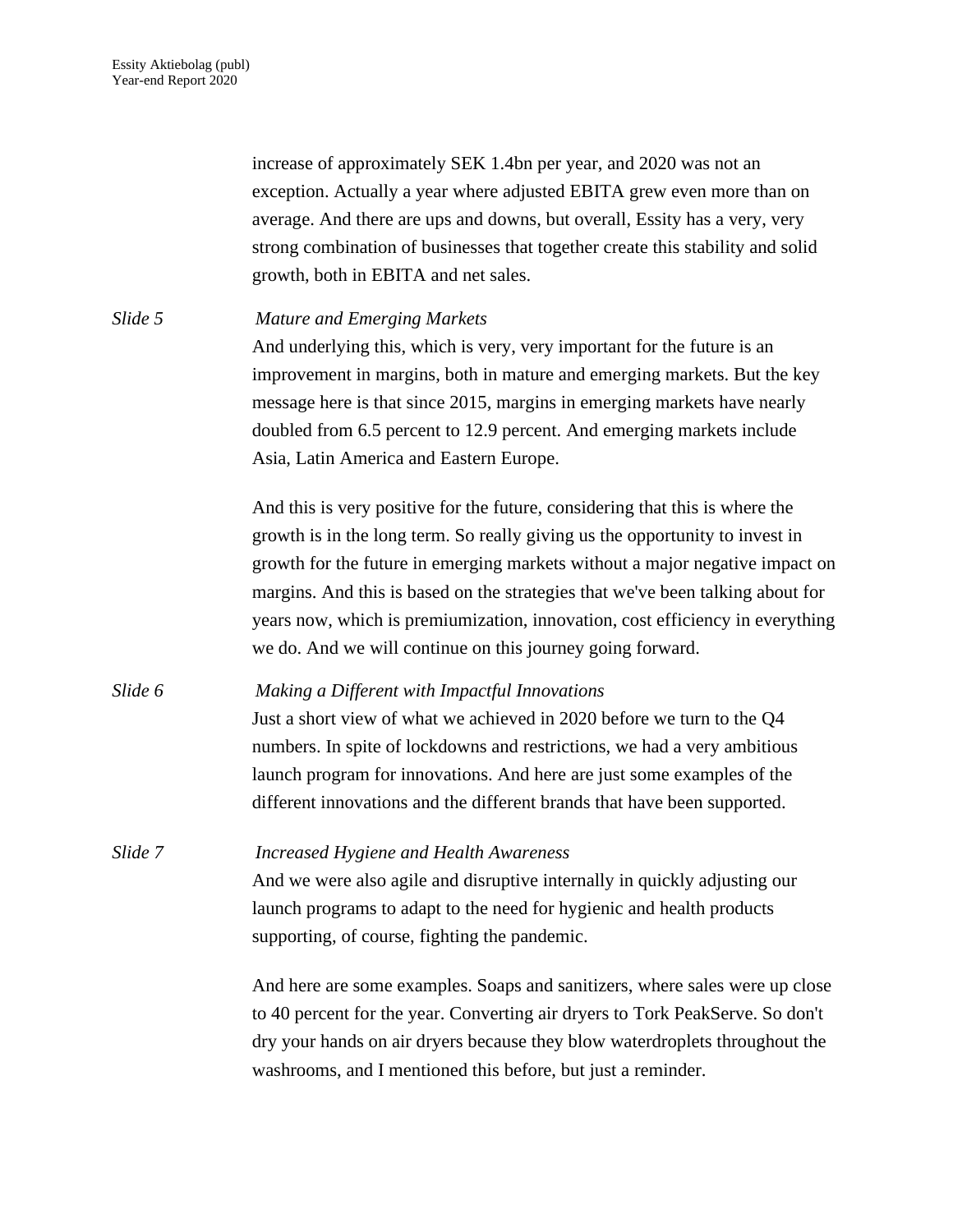increase of approximately SEK 1.4bn per year, and 2020 was not an exception. Actually a year where adjusted EBITA grew even more than on average. And there are ups and downs, but overall, Essity has a very, very strong combination of businesses that together create this stability and solid growth, both in EBITA and net sales.

*Slide 5* *Mature and Emerging Markets*

And underlying this, which is very, very important for the future is an improvement in margins, both in mature and emerging markets. But the key message here is that since 2015, margins in emerging markets have nearly doubled from 6.5 percent to 12.9 percent. And emerging markets include Asia, Latin America and Eastern Europe.

And this is very positive for the future, considering that this is where the growth is in the long term. So really giving us the opportunity to invest in growth for the future in emerging markets without a major negative impact on margins. And this is based on the strategies that we've been talking about for years now, which is premiumization, innovation, cost efficiency in everything we do. And we will continue on this journey going forward.

*Slide 6* *Making a Different with Impactful Innovations*

Just a short view of what we achieved in 2020 before we turn to the Q4 numbers. In spite of lockdowns and restrictions, we had a very ambitious launch program for innovations. And here are just some examples of the different innovations and the different brands that have been supported.

*Slide 7* *Increased Hygiene and Health Awareness*

And we were also agile and disruptive internally in quickly adjusting our launch programs to adapt to the need for hygienic and health products supporting, of course, fighting the pandemic.

And here are some examples. Soaps and sanitizers, where sales were up close to 40 percent for the year. Converting air dryers to Tork PeakServe. So don't dry your hands on air dryers because they blow waterdroplets throughout the washrooms, and I mentioned this before, but just a reminder.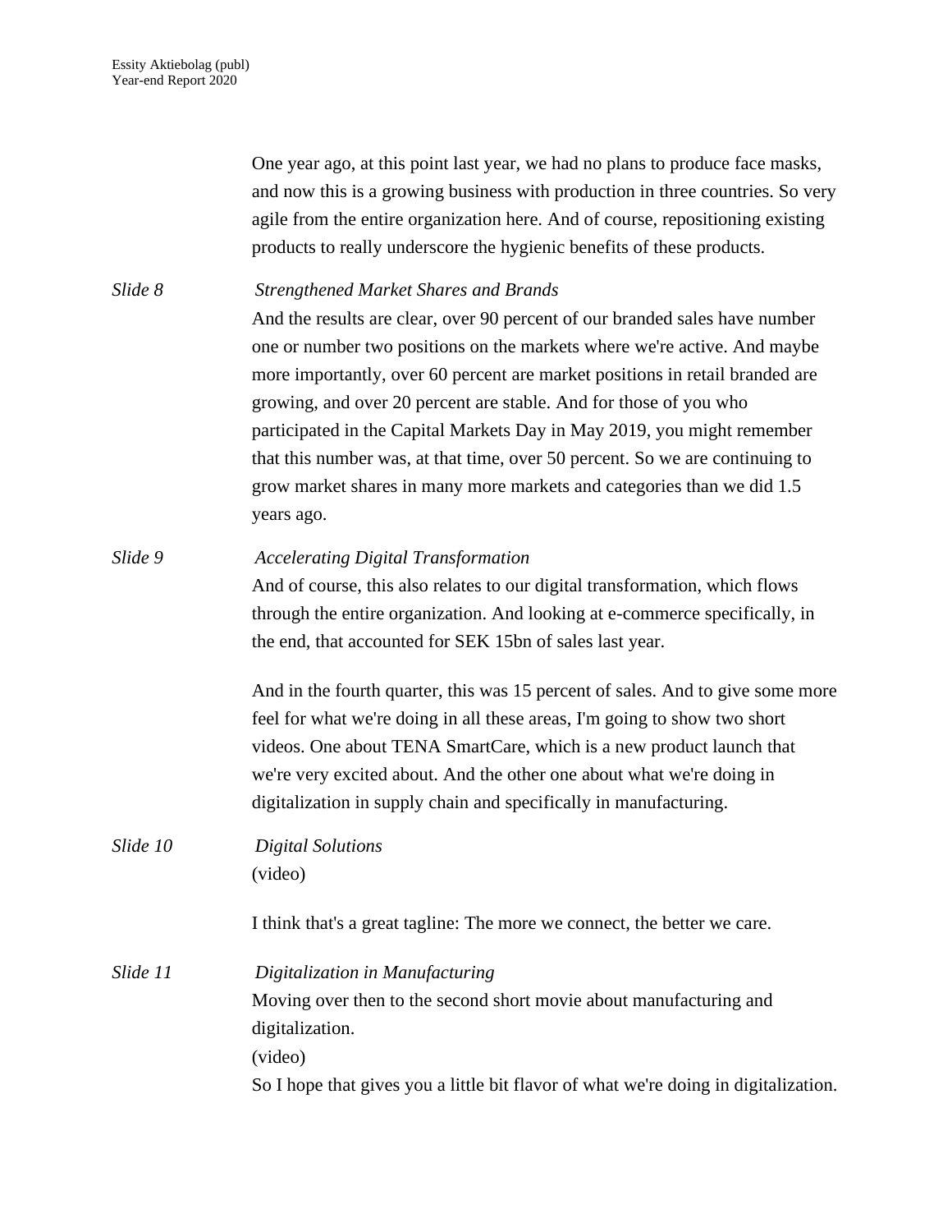One year ago, at this point last year, we had no plans to produce face masks, and now this is a growing business with production in three countries. So very agile from the entire organization here. And of course, repositioning existing products to really underscore the hygienic benefits of these products.

*Slide 8* *Strengthened Market Shares and Brands*

And the results are clear, over 90 percent of our branded sales have number one or number two positions on the markets where we're active. And maybe more importantly, over 60 percent are market positions in retail branded are growing, and over 20 percent are stable. And for those of you who participated in the Capital Markets Day in May 2019, you might remember that this number was, at that time, over 50 percent. So we are continuing to grow market shares in many more markets and categories than we did 1.5 years ago.

*Slide 9* *Accelerating Digital Transformation*

And of course, this also relates to our digital transformation, which flows through the entire organization. And looking at e-commerce specifically, in the end, that accounted for SEK 15bn of sales last year.

And in the fourth quarter, this was 15 percent of sales. And to give some more feel for what we're doing in all these areas, I'm going to show two short videos. One about TENA SmartCare, which is a new product launch that we're very excited about. And the other one about what we're doing in digitalization in supply chain and specifically in manufacturing.

*Slide 10* *Digital Solutions*

(video)

I think that's a great tagline: The more we connect, the better we care.

*Slide 11* *Digitalization in Manufacturing*

Moving over then to the second short movie about manufacturing and digitalization.

(video)

So I hope that gives you a little bit flavor of what we're doing in digitalization.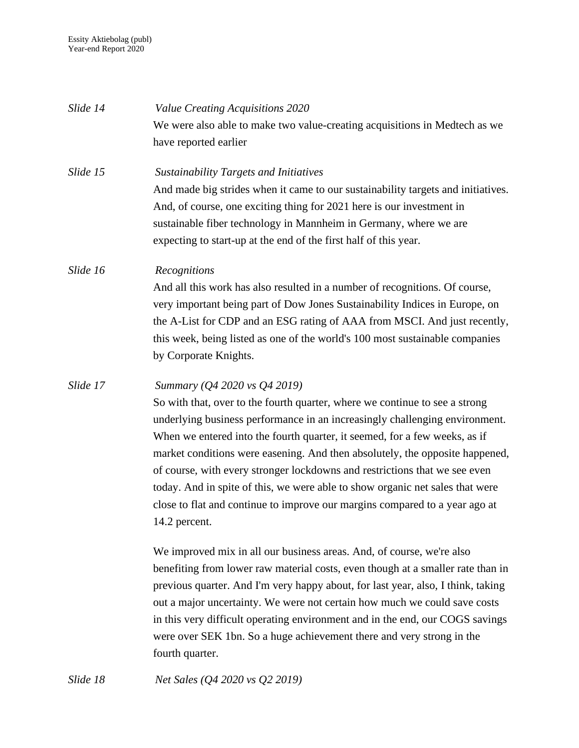*Slide 14* *Value Creating Acquisitions 2020*

We were also able to make two value-creating acquisitions in Medtech as we have reported earlier

*Slide 15* *Sustainability Targets and Initiatives*

And made big strides when it came to our sustainability targets and initiatives. And, of course, one exciting thing for 2021 here is our investment in sustainable fiber technology in Mannheim in Germany, where we are expecting to start-up at the end of the first half of this year.

*Slide 16* *Recognitions*

And all this work has also resulted in a number of recognitions. Of course, very important being part of Dow Jones Sustainability Indices in Europe, on the A-List for CDP and an ESG rating of AAA from MSCI. And just recently, this week, being listed as one of the world's 100 most sustainable companies by Corporate Knights.

*Slide 17* *Summary (Q4 2020 vs Q4 2019)*

So with that, over to the fourth quarter, where we continue to see a strong underlying business performance in an increasingly challenging environment. When we entered into the fourth quarter, it seemed, for a few weeks, as if market conditions were easening. And then absolutely, the opposite happened, of course, with every stronger lockdowns and restrictions that we see even today. And in spite of this, we were able to show organic net sales that were close to flat and continue to improve our margins compared to a year ago at 14.2 percent.

We improved mix in all our business areas. And, of course, we're also benefiting from lower raw material costs, even though at a smaller rate than in previous quarter. And I'm very happy about, for last year, also, I think, taking out a major uncertainty. We were not certain how much we could save costs in this very difficult operating environment and in the end, our COGS savings were over SEK 1bn. So a huge achievement there and very strong in the fourth quarter.

*Slide 18* *Net Sales (Q4 2020 vs Q2 2019)*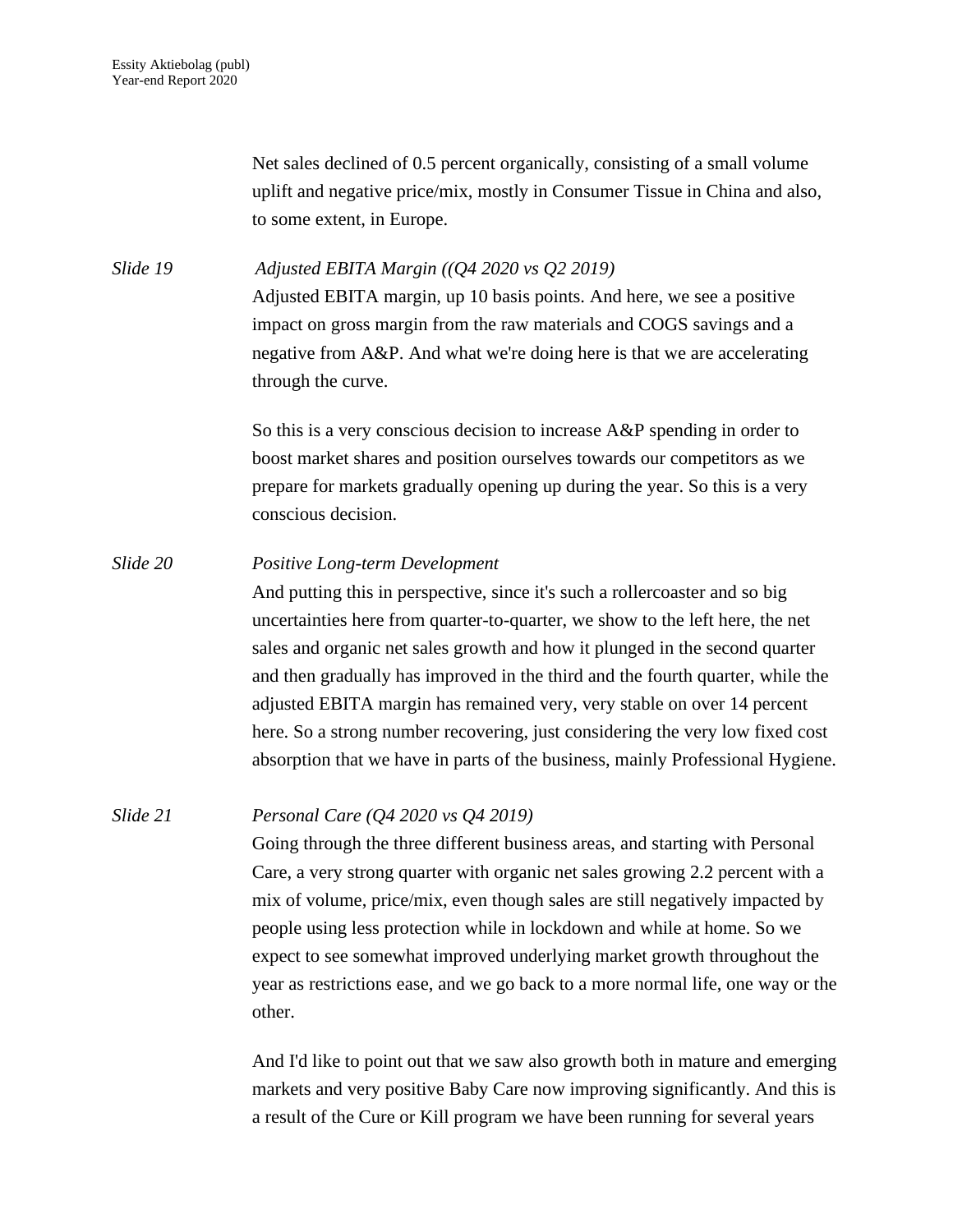Net sales declined of 0.5 percent organically, consisting of a small volume uplift and negative price/mix, mostly in Consumer Tissue in China and also, to some extent, in Europe.

*Slide 19* *Adjusted EBITA Margin ((Q4 2020 vs Q2 2019)*

Adjusted EBITA margin, up 10 basis points. And here, we see a positive impact on gross margin from the raw materials and COGS savings and a negative from A&P. And what we're doing here is that we are accelerating through the curve.

So this is a very conscious decision to increase A&P spending in order to boost market shares and position ourselves towards our competitors as we prepare for markets gradually opening up during the year. So this is a very conscious decision.

*Slide 20* *Positive Long-term Development*

And putting this in perspective, since it's such a rollercoaster and so big uncertainties here from quarter-to-quarter, we show to the left here, the net sales and organic net sales growth and how it plunged in the second quarter and then gradually has improved in the third and the fourth quarter, while the adjusted EBITA margin has remained very, very stable on over 14 percent here. So a strong number recovering, just considering the very low fixed cost absorption that we have in parts of the business, mainly Professional Hygiene.

*Slide 21* *Personal Care (Q4 2020 vs Q4 2019)*

Going through the three different business areas, and starting with Personal Care, a very strong quarter with organic net sales growing 2.2 percent with a mix of volume, price/mix, even though sales are still negatively impacted by people using less protection while in lockdown and while at home. So we expect to see somewhat improved underlying market growth throughout the year as restrictions ease, and we go back to a more normal life, one way or the other.

And I'd like to point out that we saw also growth both in mature and emerging markets and very positive Baby Care now improving significantly. And this is a result of the Cure or Kill program we have been running for several years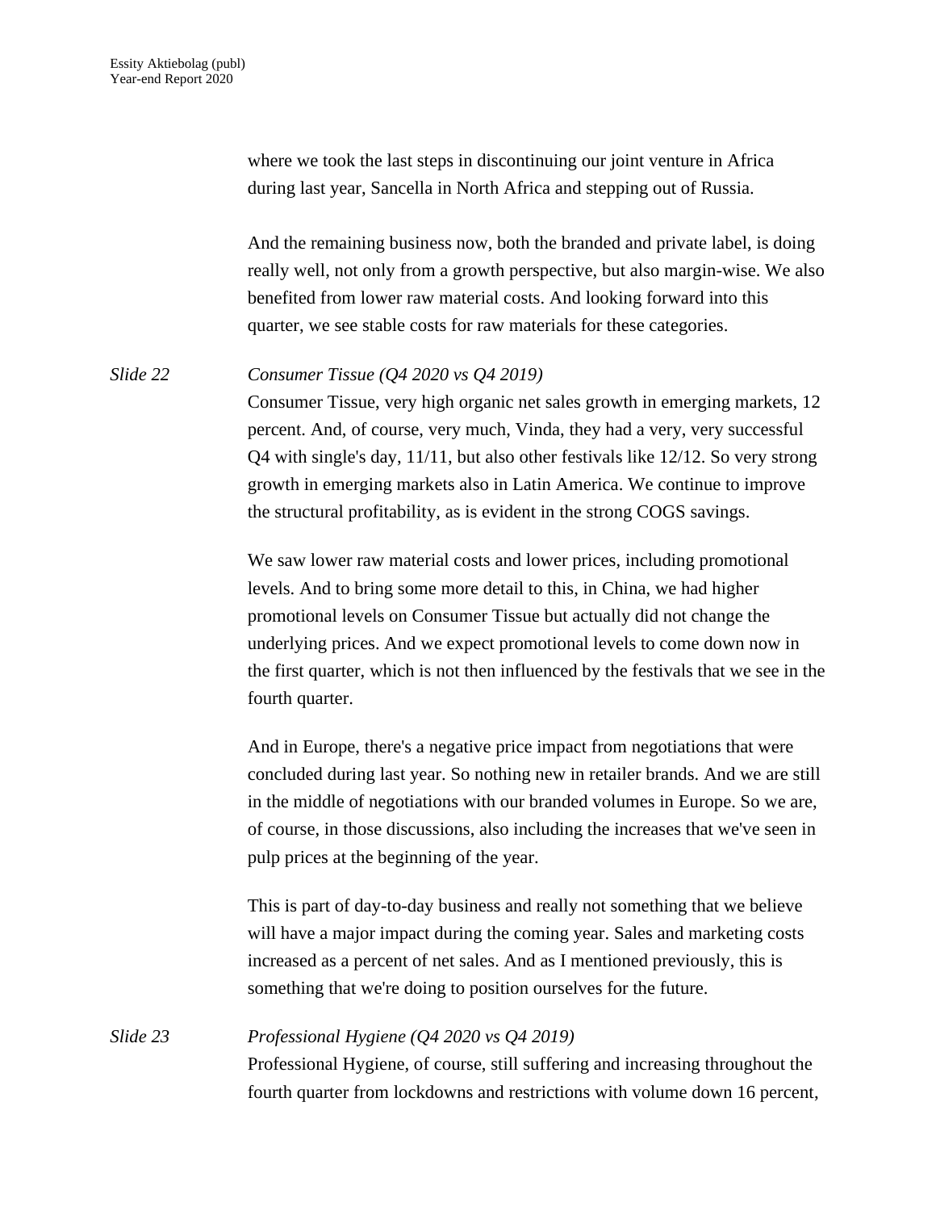where we took the last steps in discontinuing our joint venture in Africa during last year, Sancella in North Africa and stepping out of Russia.

And the remaining business now, both the branded and private label, is doing really well, not only from a growth perspective, but also margin-wise. We also benefited from lower raw material costs. And looking forward into this quarter, we see stable costs for raw materials for these categories.

*Slide 22* *Consumer Tissue (Q4 2020 vs Q4 2019)*

Consumer Tissue, very high organic net sales growth in emerging markets, 12 percent. And, of course, very much, Vinda, they had a very, very successful Q4 with single's day, 11/11, but also other festivals like 12/12. So very strong growth in emerging markets also in Latin America. We continue to improve the structural profitability, as is evident in the strong COGS savings.

We saw lower raw material costs and lower prices, including promotional levels. And to bring some more detail to this, in China, we had higher promotional levels on Consumer Tissue but actually did not change the underlying prices. And we expect promotional levels to come down now in the first quarter, which is not then influenced by the festivals that we see in the fourth quarter.

And in Europe, there's a negative price impact from negotiations that were concluded during last year. So nothing new in retailer brands. And we are still in the middle of negotiations with our branded volumes in Europe. So we are, of course, in those discussions, also including the increases that we've seen in pulp prices at the beginning of the year.

This is part of day-to-day business and really not something that we believe will have a major impact during the coming year. Sales and marketing costs increased as a percent of net sales. And as I mentioned previously, this is something that we're doing to position ourselves for the future.

*Slide 23* *Professional Hygiene (Q4 2020 vs Q4 2019)*

Professional Hygiene, of course, still suffering and increasing throughout the fourth quarter from lockdowns and restrictions with volume down 16 percent,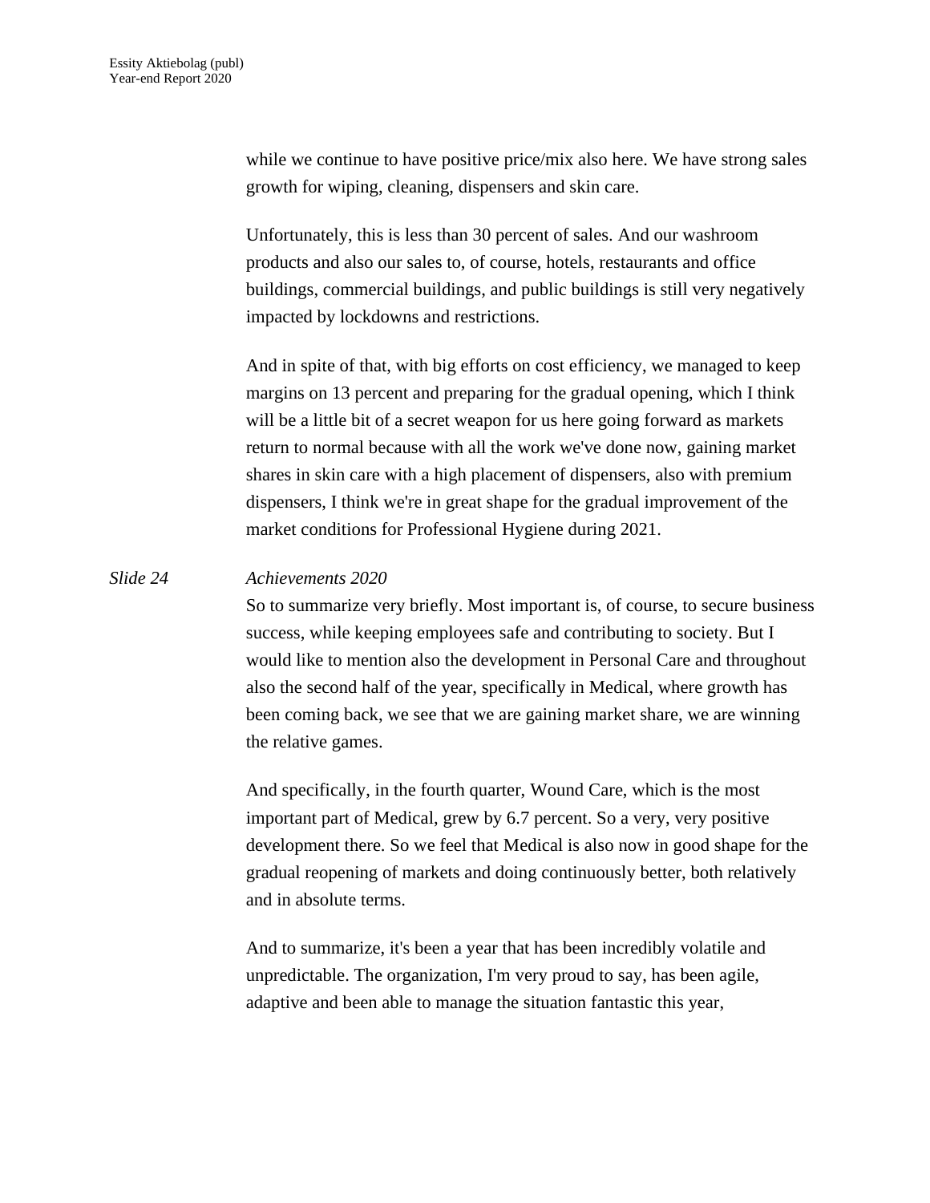while we continue to have positive price/mix also here. We have strong sales growth for wiping, cleaning, dispensers and skin care.

Unfortunately, this is less than 30 percent of sales. And our washroom products and also our sales to, of course, hotels, restaurants and office buildings, commercial buildings, and public buildings is still very negatively impacted by lockdowns and restrictions.

And in spite of that, with big efforts on cost efficiency, we managed to keep margins on 13 percent and preparing for the gradual opening, which I think will be a little bit of a secret weapon for us here going forward as markets return to normal because with all the work we've done now, gaining market shares in skin care with a high placement of dispensers, also with premium dispensers, I think we're in great shape for the gradual improvement of the market conditions for Professional Hygiene during 2021.

*Slide 24* *Achievements 2020*

So to summarize very briefly. Most important is, of course, to secure business success, while keeping employees safe and contributing to society. But I would like to mention also the development in Personal Care and throughout also the second half of the year, specifically in Medical, where growth has been coming back, we see that we are gaining market share, we are winning the relative games.

And specifically, in the fourth quarter, Wound Care, which is the most important part of Medical, grew by 6.7 percent. So a very, very positive development there. So we feel that Medical is also now in good shape for the gradual reopening of markets and doing continuously better, both relatively and in absolute terms.

And to summarize, it's been a year that has been incredibly volatile and unpredictable. The organization, I'm very proud to say, has been agile, adaptive and been able to manage the situation fantastic this year,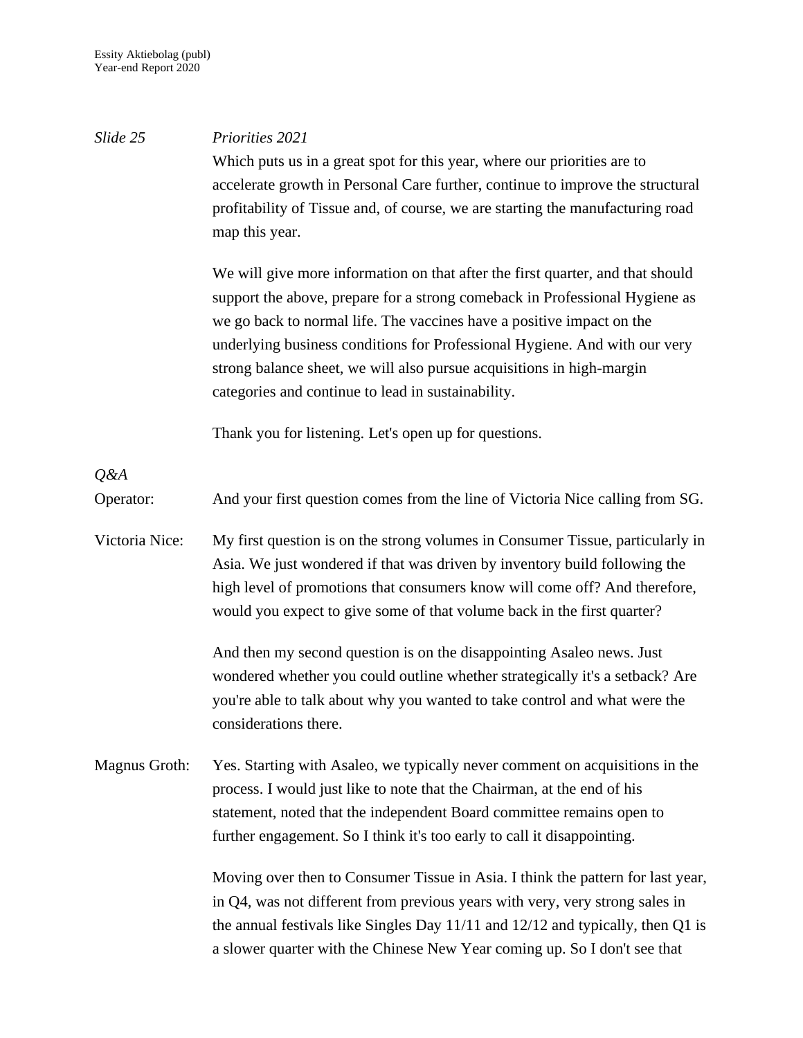*Slide 25* *Priorities 2021*

Which puts us in a great spot for this year, where our priorities are to accelerate growth in Personal Care further, continue to improve the structural profitability of Tissue and, of course, we are starting the manufacturing road map this year.

We will give more information on that after the first quarter, and that should support the above, prepare for a strong comeback in Professional Hygiene as we go back to normal life. The vaccines have a positive impact on the underlying business conditions for Professional Hygiene. And with our very strong balance sheet, we will also pursue acquisitions in high-margin categories and continue to lead in sustainability.

Thank you for listening. Let's open up for questions.

*Q&A*

Operator: And your first question comes from the line of Victoria Nice calling from SG.

Victoria Nice: My first question is on the strong volumes in Consumer Tissue, particularly in Asia. We just wondered if that was driven by inventory build following the high level of promotions that consumers know will come off? And therefore, would you expect to give some of that volume back in the first quarter?

And then my second question is on the disappointing Asaleo news. Just wondered whether you could outline whether strategically it's a setback? Are you're able to talk about why you wanted to take control and what were the considerations there.

Magnus Groth: Yes. Starting with Asaleo, we typically never comment on acquisitions in the process. I would just like to note that the Chairman, at the end of his statement, noted that the independent Board committee remains open to further engagement. So I think it's too early to call it disappointing.

Moving over then to Consumer Tissue in Asia. I think the pattern for last year, in Q4, was not different from previous years with very, very strong sales in the annual festivals like Singles Day 11/11 and 12/12 and typically, then Q1 is a slower quarter with the Chinese New Year coming up. So I don't see that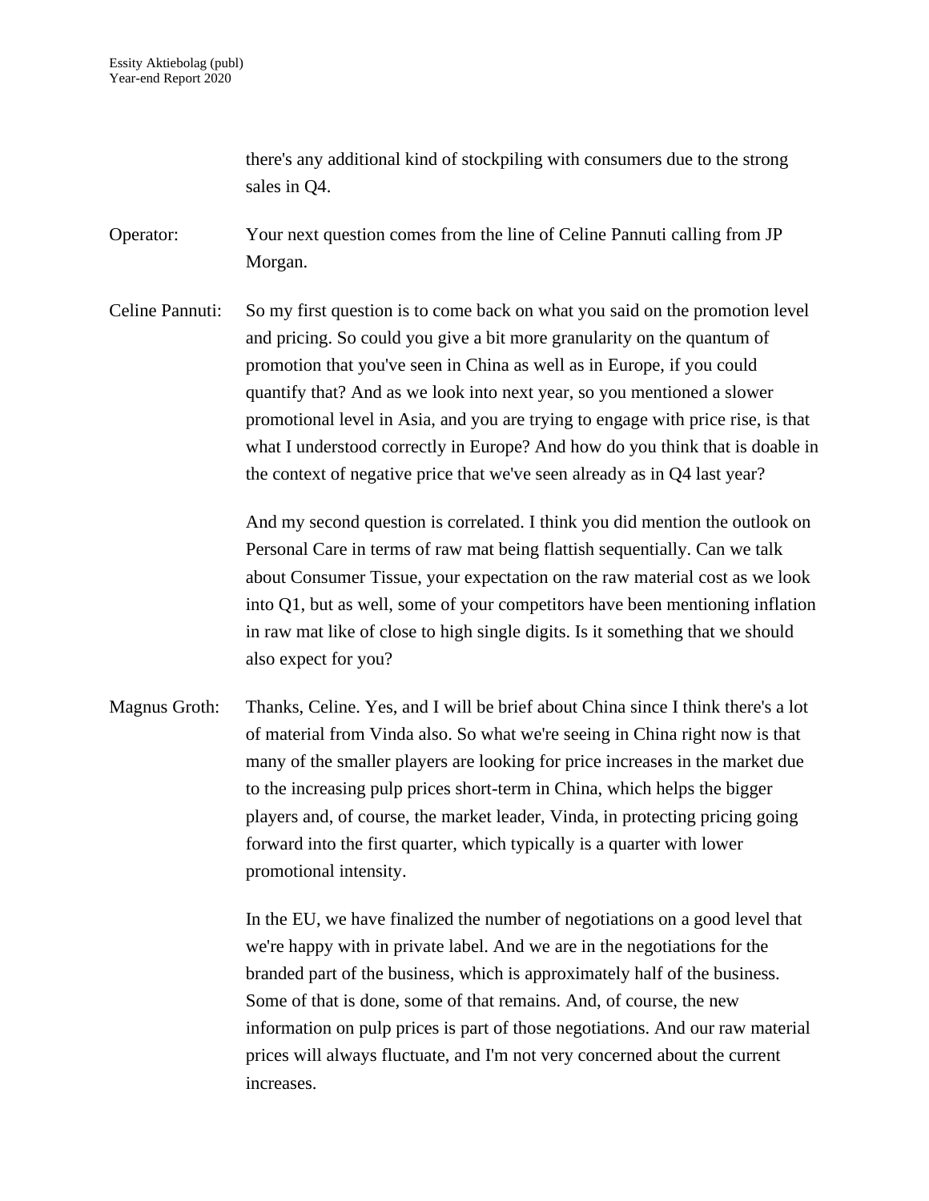there's any additional kind of stockpiling with consumers due to the strong sales in Q4.

Operator: Your next question comes from the line of Celine Pannuti calling from JP Morgan.

Celine Pannuti: So my first question is to come back on what you said on the promotion level and pricing. So could you give a bit more granularity on the quantum of promotion that you've seen in China as well as in Europe, if you could quantify that? And as we look into next year, so you mentioned a slower promotional level in Asia, and you are trying to engage with price rise, is that what I understood correctly in Europe? And how do you think that is doable in the context of negative price that we've seen already as in Q4 last year?

And my second question is correlated. I think you did mention the outlook on Personal Care in terms of raw mat being flattish sequentially. Can we talk about Consumer Tissue, your expectation on the raw material cost as we look into Q1, but as well, some of your competitors have been mentioning inflation in raw mat like of close to high single digits. Is it something that we should also expect for you?

Magnus Groth: Thanks, Celine. Yes, and I will be brief about China since I think there's a lot of material from Vinda also. So what we're seeing in China right now is that many of the smaller players are looking for price increases in the market due to the increasing pulp prices short-term in China, which helps the bigger players and, of course, the market leader, Vinda, in protecting pricing going forward into the first quarter, which typically is a quarter with lower promotional intensity.

In the EU, we have finalized the number of negotiations on a good level that we're happy with in private label. And we are in the negotiations for the branded part of the business, which is approximately half of the business. Some of that is done, some of that remains. And, of course, the new information on pulp prices is part of those negotiations. And our raw material prices will always fluctuate, and I'm not very concerned about the current increases.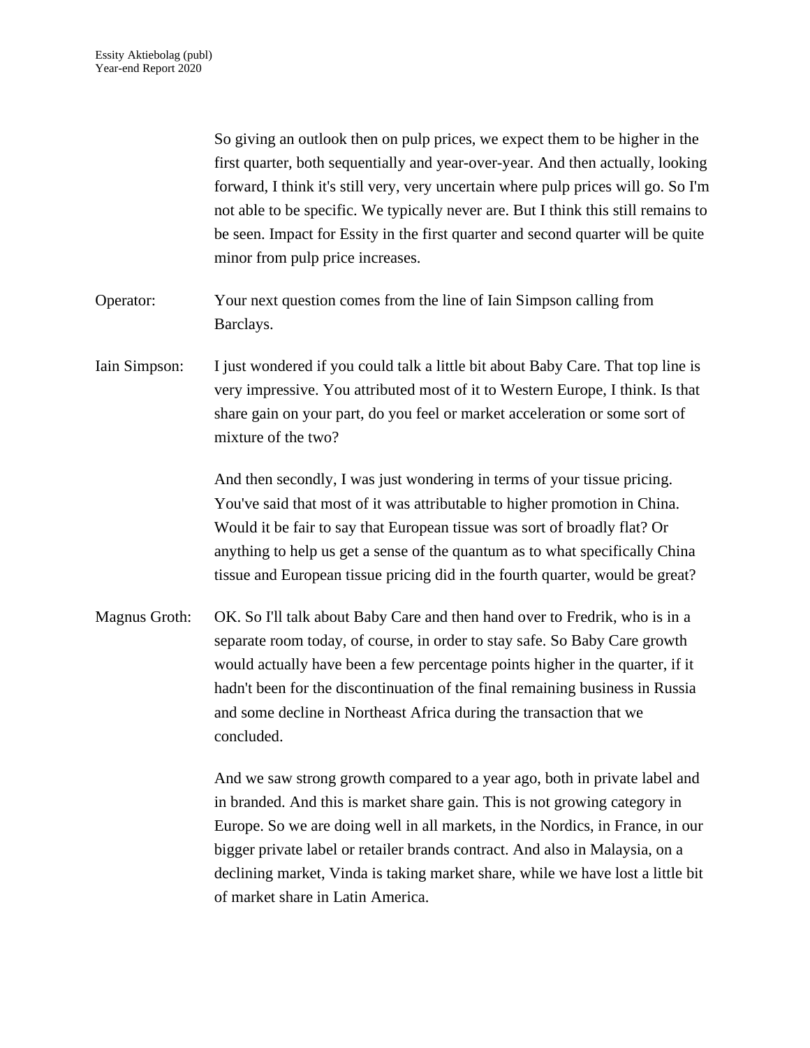So giving an outlook then on pulp prices, we expect them to be higher in the first quarter, both sequentially and year-over-year. And then actually, looking forward, I think it's still very, very uncertain where pulp prices will go. So I'm not able to be specific. We typically never are. But I think this still remains to be seen. Impact for Essity in the first quarter and second quarter will be quite minor from pulp price increases.

Operator: Your next question comes from the line of Iain Simpson calling from Barclays.

Iain Simpson: I just wondered if you could talk a little bit about Baby Care. That top line is very impressive. You attributed most of it to Western Europe, I think. Is that share gain on your part, do you feel or market acceleration or some sort of mixture of the two?

And then secondly, I was just wondering in terms of your tissue pricing. You've said that most of it was attributable to higher promotion in China. Would it be fair to say that European tissue was sort of broadly flat? Or anything to help us get a sense of the quantum as to what specifically China tissue and European tissue pricing did in the fourth quarter, would be great?

Magnus Groth: OK. So I'll talk about Baby Care and then hand over to Fredrik, who is in a separate room today, of course, in order to stay safe. So Baby Care growth would actually have been a few percentage points higher in the quarter, if it hadn't been for the discontinuation of the final remaining business in Russia and some decline in Northeast Africa during the transaction that we concluded.

And we saw strong growth compared to a year ago, both in private label and in branded. And this is market share gain. This is not growing category in Europe. So we are doing well in all markets, in the Nordics, in France, in our bigger private label or retailer brands contract. And also in Malaysia, on a declining market, Vinda is taking market share, while we have lost a little bit of market share in Latin America.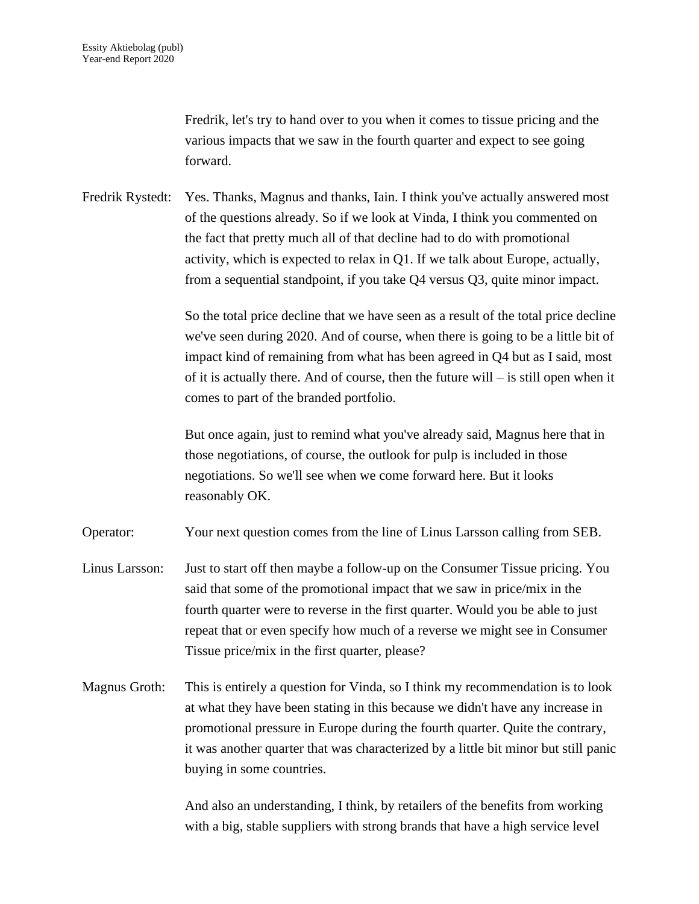Fredrik, let's try to hand over to you when it comes to tissue pricing and the various impacts that we saw in the fourth quarter and expect to see going forward.

Fredrik Rystedt: Yes. Thanks, Magnus and thanks, Iain. I think you've actually answered most of the questions already. So if we look at Vinda, I think you commented on the fact that pretty much all of that decline had to do with promotional activity, which is expected to relax in Q1. If we talk about Europe, actually, from a sequential standpoint, if you take Q4 versus Q3, quite minor impact.

So the total price decline that we have seen as a result of the total price decline we've seen during 2020. And of course, when there is going to be a little bit of impact kind of remaining from what has been agreed in Q4 but as I said, most of it is actually there. And of course, then the future will – is still open when it comes to part of the branded portfolio.

But once again, just to remind what you've already said, Magnus here that in those negotiations, of course, the outlook for pulp is included in those negotiations. So we'll see when we come forward here. But it looks reasonably OK.

Operator: Your next question comes from the line of Linus Larsson calling from SEB.

Linus Larsson: Just to start off then maybe a follow-up on the Consumer Tissue pricing. You said that some of the promotional impact that we saw in price/mix in the fourth quarter were to reverse in the first quarter. Would you be able to just repeat that or even specify how much of a reverse we might see in Consumer Tissue price/mix in the first quarter, please?

Magnus Groth: This is entirely a question for Vinda, so I think my recommendation is to look at what they have been stating in this because we didn't have any increase in promotional pressure in Europe during the fourth quarter. Quite the contrary, it was another quarter that was characterized by a little bit minor but still panic buying in some countries.

And also an understanding, I think, by retailers of the benefits from working with a big, stable suppliers with strong brands that have a high service level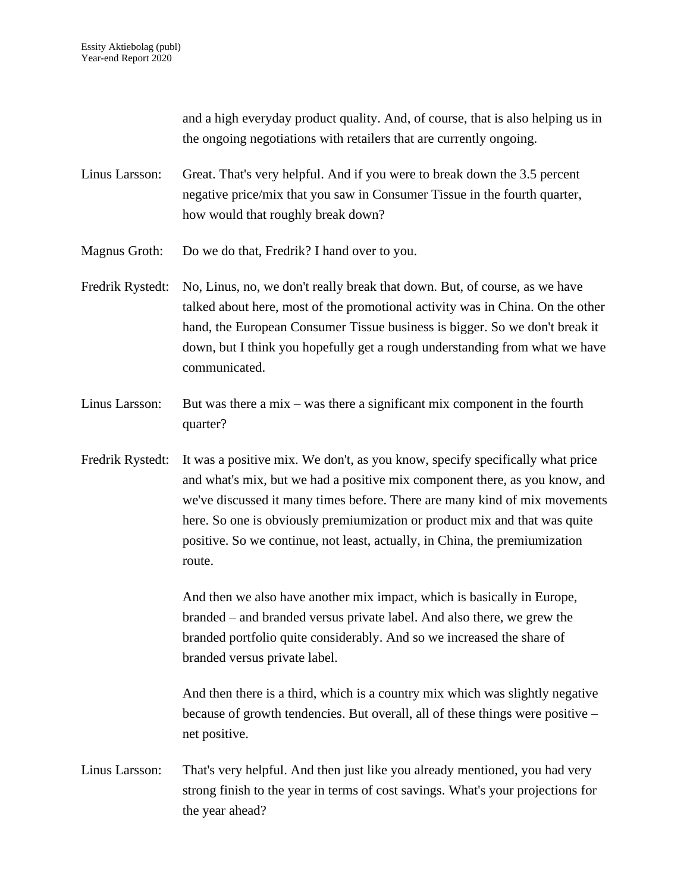and a high everyday product quality. And, of course, that is also helping us in the ongoing negotiations with retailers that are currently ongoing.

Linus Larsson: Great. That's very helpful. And if you were to break down the 3.5 percent negative price/mix that you saw in Consumer Tissue in the fourth quarter, how would that roughly break down?

Magnus Groth: Do we do that, Fredrik? I hand over to you.

Fredrik Rystedt: No, Linus, no, we don't really break that down. But, of course, as we have talked about here, most of the promotional activity was in China. On the other hand, the European Consumer Tissue business is bigger. So we don't break it down, but I think you hopefully get a rough understanding from what we have communicated.

Linus Larsson: But was there a mix – was there a significant mix component in the fourth quarter?

Fredrik Rystedt: It was a positive mix. We don't, as you know, specify specifically what price and what's mix, but we had a positive mix component there, as you know, and we've discussed it many times before. There are many kind of mix movements here. So one is obviously premiumization or product mix and that was quite positive. So we continue, not least, actually, in China, the premiumization route.

And then we also have another mix impact, which is basically in Europe, branded – and branded versus private label. And also there, we grew the branded portfolio quite considerably. And so we increased the share of branded versus private label.

And then there is a third, which is a country mix which was slightly negative because of growth tendencies. But overall, all of these things were positive – net positive.

Linus Larsson: That's very helpful. And then just like you already mentioned, you had very strong finish to the year in terms of cost savings. What's your projections for the year ahead?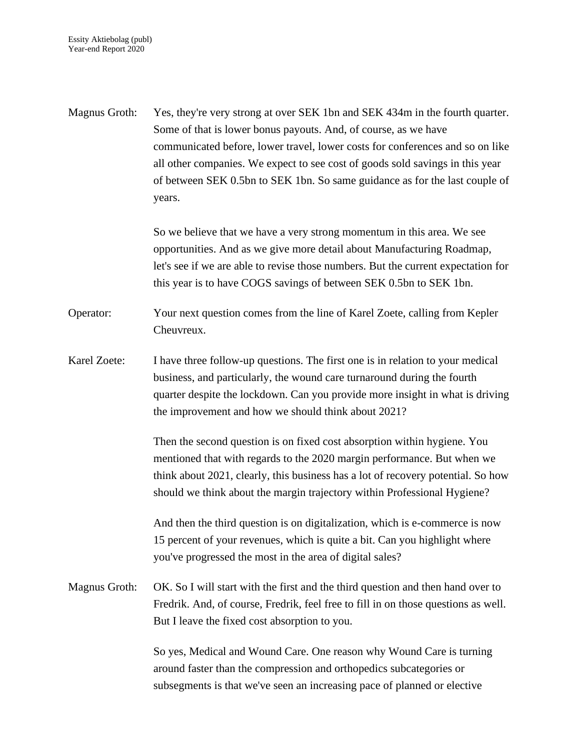Magnus Groth: Yes, they're very strong at over SEK 1bn and SEK 434m in the fourth quarter. Some of that is lower bonus payouts. And, of course, as we have communicated before, lower travel, lower costs for conferences and so on like all other companies. We expect to see cost of goods sold savings in this year of between SEK 0.5bn to SEK 1bn. So same guidance as for the last couple of years.

So we believe that we have a very strong momentum in this area. We see opportunities. And as we give more detail about Manufacturing Roadmap, let's see if we are able to revise those numbers. But the current expectation for this year is to have COGS savings of between SEK 0.5bn to SEK 1bn.

Operator: Your next question comes from the line of Karel Zoete, calling from Kepler Cheuvreux.

Karel Zoete: I have three follow-up questions. The first one is in relation to your medical business, and particularly, the wound care turnaround during the fourth quarter despite the lockdown. Can you provide more insight in what is driving the improvement and how we should think about 2021?

Then the second question is on fixed cost absorption within hygiene. You mentioned that with regards to the 2020 margin performance. But when we think about 2021, clearly, this business has a lot of recovery potential. So how should we think about the margin trajectory within Professional Hygiene?

And then the third question is on digitalization, which is e-commerce is now 15 percent of your revenues, which is quite a bit. Can you highlight where you've progressed the most in the area of digital sales?

Magnus Groth: OK. So I will start with the first and the third question and then hand over to Fredrik. And, of course, Fredrik, feel free to fill in on those questions as well. But I leave the fixed cost absorption to you.

So yes, Medical and Wound Care. One reason why Wound Care is turning around faster than the compression and orthopedics subcategories or subsegments is that we've seen an increasing pace of planned or elective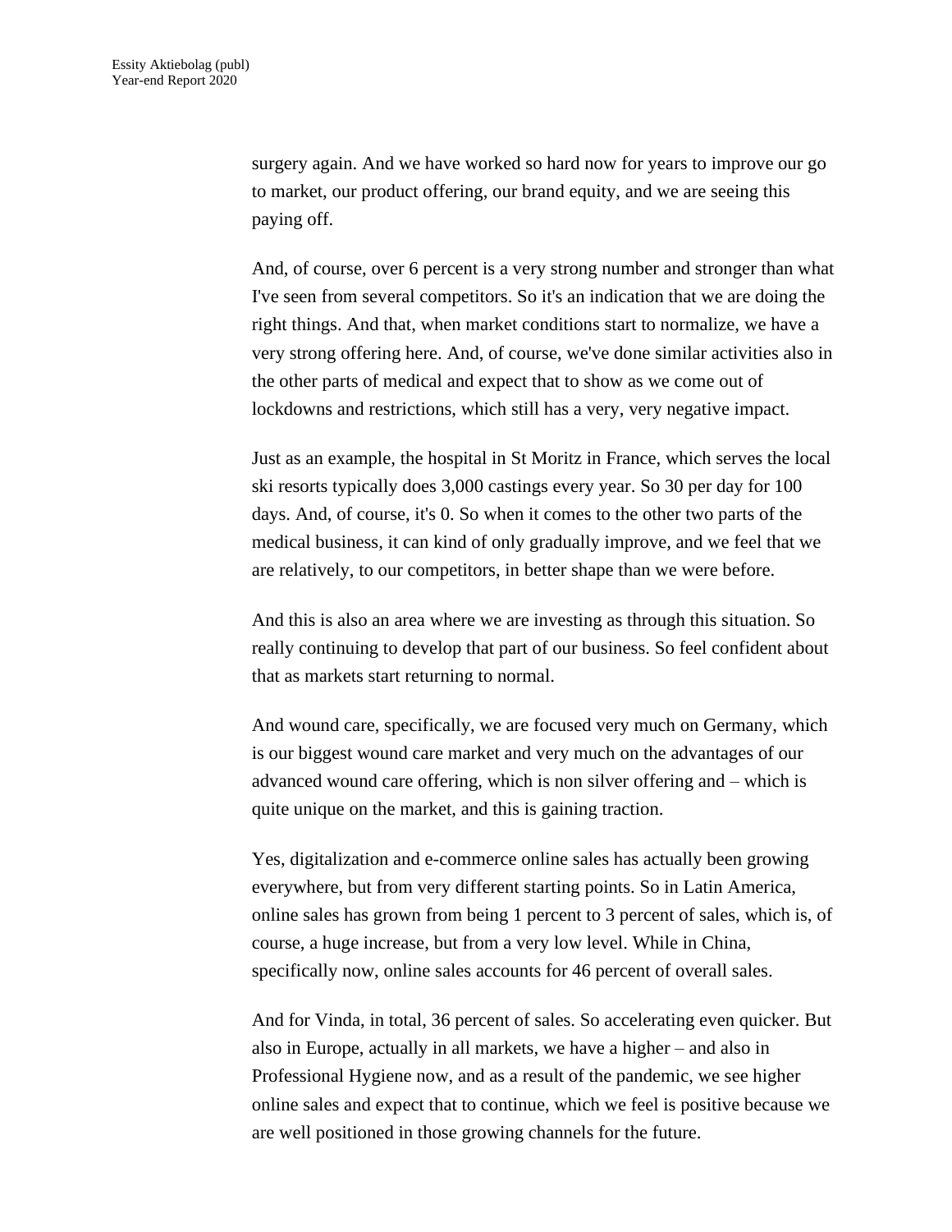surgery again. And we have worked so hard now for years to improve our go to market, our product offering, our brand equity, and we are seeing this paying off.

And, of course, over 6 percent is a very strong number and stronger than what I've seen from several competitors. So it's an indication that we are doing the right things. And that, when market conditions start to normalize, we have a very strong offering here. And, of course, we've done similar activities also in the other parts of medical and expect that to show as we come out of lockdowns and restrictions, which still has a very, very negative impact.

Just as an example, the hospital in St Moritz in France, which serves the local ski resorts typically does 3,000 castings every year. So 30 per day for 100 days. And, of course, it's 0. So when it comes to the other two parts of the medical business, it can kind of only gradually improve, and we feel that we are relatively, to our competitors, in better shape than we were before.

And this is also an area where we are investing as through this situation. So really continuing to develop that part of our business. So feel confident about that as markets start returning to normal.

And wound care, specifically, we are focused very much on Germany, which is our biggest wound care market and very much on the advantages of our advanced wound care offering, which is non silver offering and – which is quite unique on the market, and this is gaining traction.

Yes, digitalization and e-commerce online sales has actually been growing everywhere, but from very different starting points. So in Latin America, online sales has grown from being 1 percent to 3 percent of sales, which is, of course, a huge increase, but from a very low level. While in China, specifically now, online sales accounts for 46 percent of overall sales.

And for Vinda, in total, 36 percent of sales. So accelerating even quicker. But also in Europe, actually in all markets, we have a higher – and also in Professional Hygiene now, and as a result of the pandemic, we see higher online sales and expect that to continue, which we feel is positive because we are well positioned in those growing channels for the future.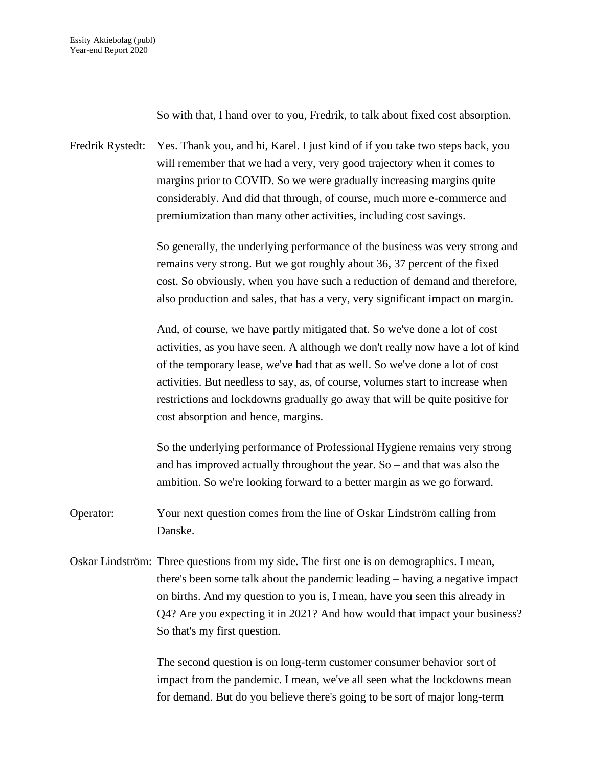So with that, I hand over to you, Fredrik, to talk about fixed cost absorption.

Fredrik Rystedt: Yes. Thank you, and hi, Karel. I just kind of if you take two steps back, you will remember that we had a very, very good trajectory when it comes to margins prior to COVID. So we were gradually increasing margins quite considerably. And did that through, of course, much more e-commerce and premiumization than many other activities, including cost savings.

So generally, the underlying performance of the business was very strong and remains very strong. But we got roughly about 36, 37 percent of the fixed cost. So obviously, when you have such a reduction of demand and therefore, also production and sales, that has a very, very significant impact on margin.

And, of course, we have partly mitigated that. So we've done a lot of cost activities, as you have seen. A although we don't really now have a lot of kind of the temporary lease, we've had that as well. So we've done a lot of cost activities. But needless to say, as, of course, volumes start to increase when restrictions and lockdowns gradually go away that will be quite positive for cost absorption and hence, margins.

So the underlying performance of Professional Hygiene remains very strong and has improved actually throughout the year. So – and that was also the ambition. So we're looking forward to a better margin as we go forward.

Operator: Your next question comes from the line of Oskar Lindström calling from Danske.

Oskar Lindström: Three questions from my side. The first one is on demographics. I mean, there's been some talk about the pandemic leading – having a negative impact on births. And my question to you is, I mean, have you seen this already in Q4? Are you expecting it in 2021? And how would that impact your business? So that's my first question.

The second question is on long-term customer consumer behavior sort of impact from the pandemic. I mean, we've all seen what the lockdowns mean for demand. But do you believe there's going to be sort of major long-term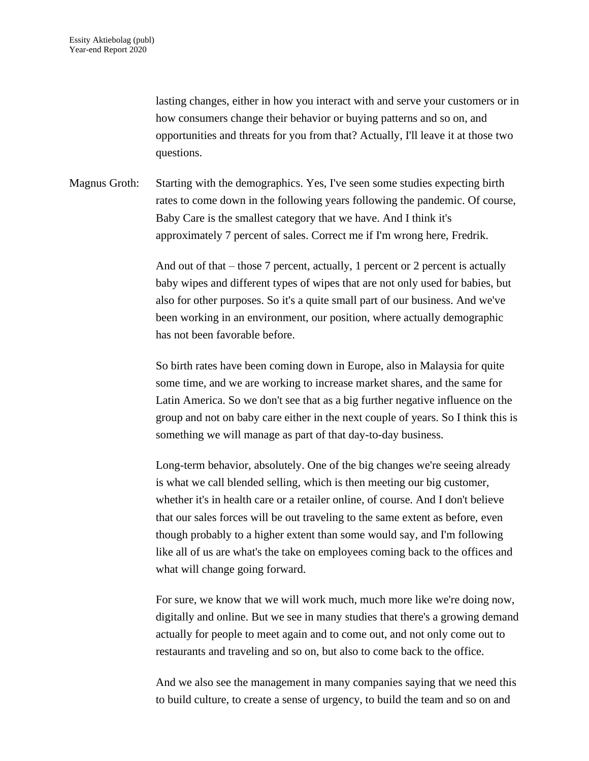lasting changes, either in how you interact with and serve your customers or in how consumers change their behavior or buying patterns and so on, and opportunities and threats for you from that? Actually, I'll leave it at those two questions.

Magnus Groth: Starting with the demographics. Yes, I've seen some studies expecting birth rates to come down in the following years following the pandemic. Of course, Baby Care is the smallest category that we have. And I think it's approximately 7 percent of sales. Correct me if I'm wrong here, Fredrik.

And out of that – those 7 percent, actually, 1 percent or 2 percent is actually baby wipes and different types of wipes that are not only used for babies, but also for other purposes. So it's a quite small part of our business. And we've been working in an environment, our position, where actually demographic has not been favorable before.

So birth rates have been coming down in Europe, also in Malaysia for quite some time, and we are working to increase market shares, and the same for Latin America. So we don't see that as a big further negative influence on the group and not on baby care either in the next couple of years. So I think this is something we will manage as part of that day-to-day business.

Long-term behavior, absolutely. One of the big changes we're seeing already is what we call blended selling, which is then meeting our big customer, whether it's in health care or a retailer online, of course. And I don't believe that our sales forces will be out traveling to the same extent as before, even though probably to a higher extent than some would say, and I'm following like all of us are what's the take on employees coming back to the offices and what will change going forward.

For sure, we know that we will work much, much more like we're doing now, digitally and online. But we see in many studies that there's a growing demand actually for people to meet again and to come out, and not only come out to restaurants and traveling and so on, but also to come back to the office.

And we also see the management in many companies saying that we need this to build culture, to create a sense of urgency, to build the team and so on and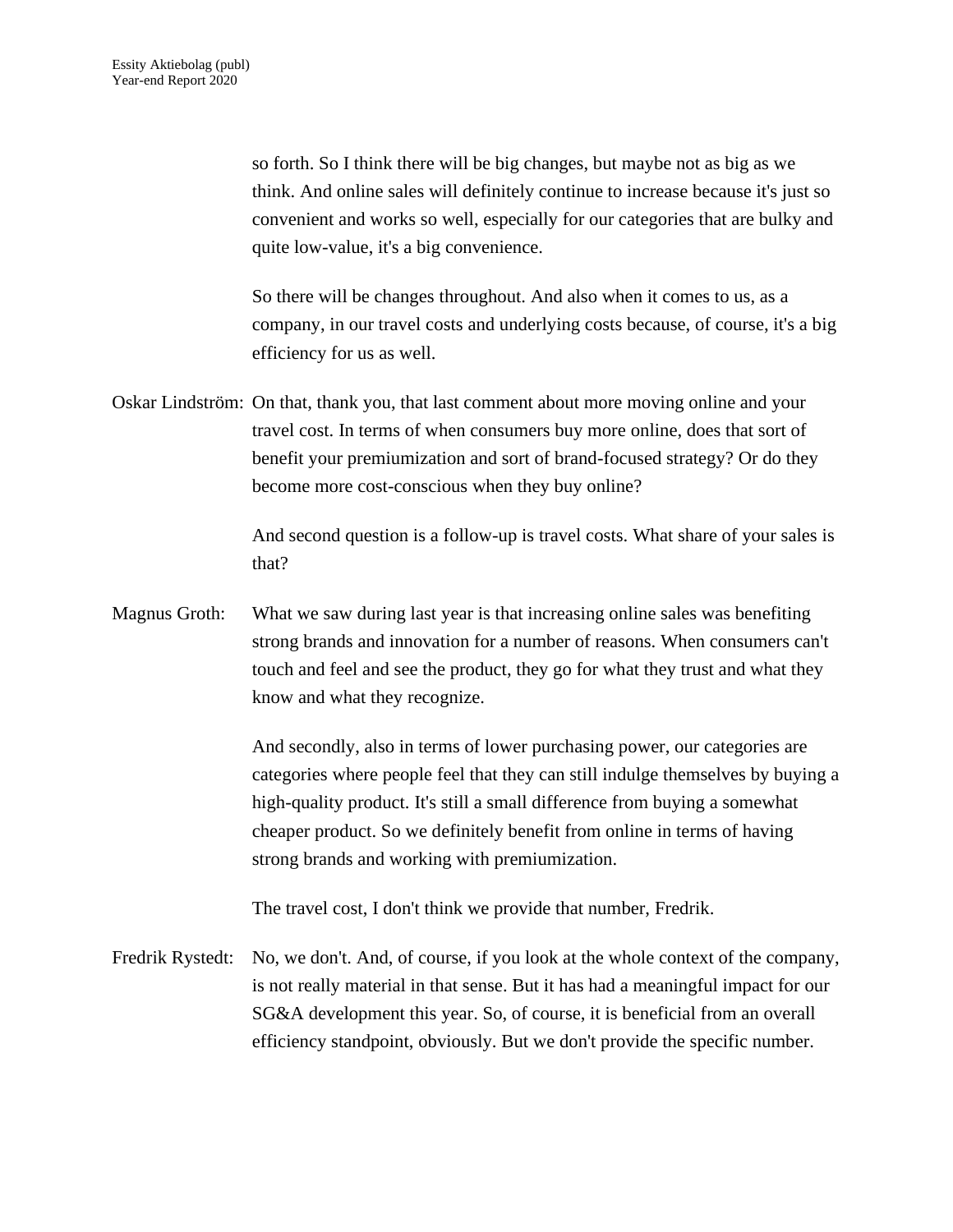so forth. So I think there will be big changes, but maybe not as big as we think. And online sales will definitely continue to increase because it's just so convenient and works so well, especially for our categories that are bulky and quite low-value, it's a big convenience.

So there will be changes throughout. And also when it comes to us, as a company, in our travel costs and underlying costs because, of course, it's a big efficiency for us as well.

Oskar Lindström: On that, thank you, that last comment about more moving online and your travel cost. In terms of when consumers buy more online, does that sort of benefit your premiumization and sort of brand-focused strategy? Or do they become more cost-conscious when they buy online?

And second question is a follow-up is travel costs. What share of your sales is that?

Magnus Groth: What we saw during last year is that increasing online sales was benefiting strong brands and innovation for a number of reasons. When consumers can't touch and feel and see the product, they go for what they trust and what they know and what they recognize.

And secondly, also in terms of lower purchasing power, our categories are categories where people feel that they can still indulge themselves by buying a high-quality product. It's still a small difference from buying a somewhat cheaper product. So we definitely benefit from online in terms of having strong brands and working with premiumization.

The travel cost, I don't think we provide that number, Fredrik.

Fredrik Rystedt: No, we don't. And, of course, if you look at the whole context of the company, is not really material in that sense. But it has had a meaningful impact for our SG&A development this year. So, of course, it is beneficial from an overall efficiency standpoint, obviously. But we don't provide the specific number.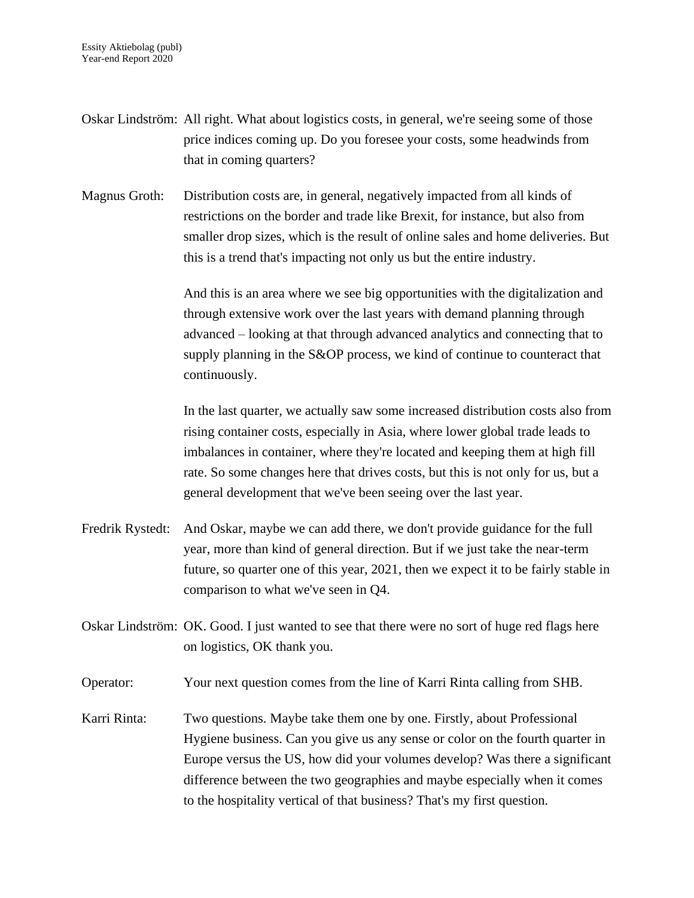Oskar Lindström: All right. What about logistics costs, in general, we're seeing some of those price indices coming up. Do you foresee your costs, some headwinds from that in coming quarters?

Magnus Groth: Distribution costs are, in general, negatively impacted from all kinds of restrictions on the border and trade like Brexit, for instance, but also from smaller drop sizes, which is the result of online sales and home deliveries. But this is a trend that's impacting not only us but the entire industry.

And this is an area where we see big opportunities with the digitalization and through extensive work over the last years with demand planning through advanced – looking at that through advanced analytics and connecting that to supply planning in the S&OP process, we kind of continue to counteract that continuously.

In the last quarter, we actually saw some increased distribution costs also from rising container costs, especially in Asia, where lower global trade leads to imbalances in container, where they're located and keeping them at high fill rate. So some changes here that drives costs, but this is not only for us, but a general development that we've been seeing over the last year.

Fredrik Rystedt: And Oskar, maybe we can add there, we don't provide guidance for the full year, more than kind of general direction. But if we just take the near-term future, so quarter one of this year, 2021, then we expect it to be fairly stable in comparison to what we've seen in Q4.

Oskar Lindström: OK. Good. I just wanted to see that there were no sort of huge red flags here on logistics, OK thank you.

Operator: Your next question comes from the line of Karri Rinta calling from SHB.

Karri Rinta: Two questions. Maybe take them one by one. Firstly, about Professional Hygiene business. Can you give us any sense or color on the fourth quarter in Europe versus the US, how did your volumes develop? Was there a significant difference between the two geographies and maybe especially when it comes to the hospitality vertical of that business? That's my first question.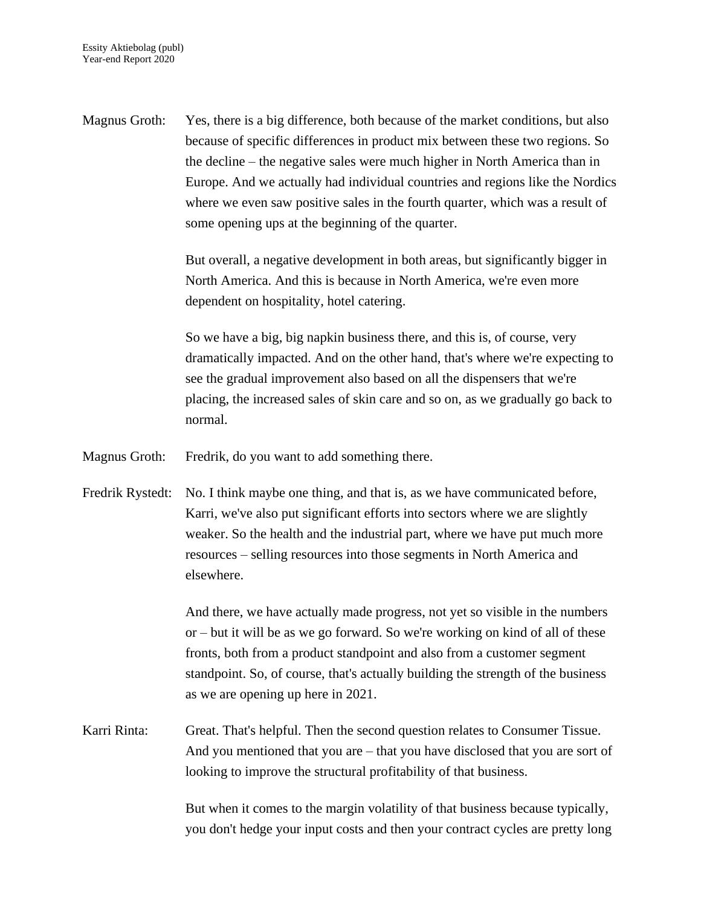Magnus Groth: Yes, there is a big difference, both because of the market conditions, but also because of specific differences in product mix between these two regions. So the decline – the negative sales were much higher in North America than in Europe. And we actually had individual countries and regions like the Nordics where we even saw positive sales in the fourth quarter, which was a result of some opening ups at the beginning of the quarter.

But overall, a negative development in both areas, but significantly bigger in North America. And this is because in North America, we're even more dependent on hospitality, hotel catering.

So we have a big, big napkin business there, and this is, of course, very dramatically impacted. And on the other hand, that's where we're expecting to see the gradual improvement also based on all the dispensers that we're placing, the increased sales of skin care and so on, as we gradually go back to normal.

Magnus Groth: Fredrik, do you want to add something there.

Fredrik Rystedt: No. I think maybe one thing, and that is, as we have communicated before, Karri, we've also put significant efforts into sectors where we are slightly weaker. So the health and the industrial part, where we have put much more resources – selling resources into those segments in North America and elsewhere.

And there, we have actually made progress, not yet so visible in the numbers or – but it will be as we go forward. So we're working on kind of all of these fronts, both from a product standpoint and also from a customer segment standpoint. So, of course, that's actually building the strength of the business as we are opening up here in 2021.

Karri Rinta: Great. That's helpful. Then the second question relates to Consumer Tissue. And you mentioned that you are – that you have disclosed that you are sort of looking to improve the structural profitability of that business.

But when it comes to the margin volatility of that business because typically, you don't hedge your input costs and then your contract cycles are pretty long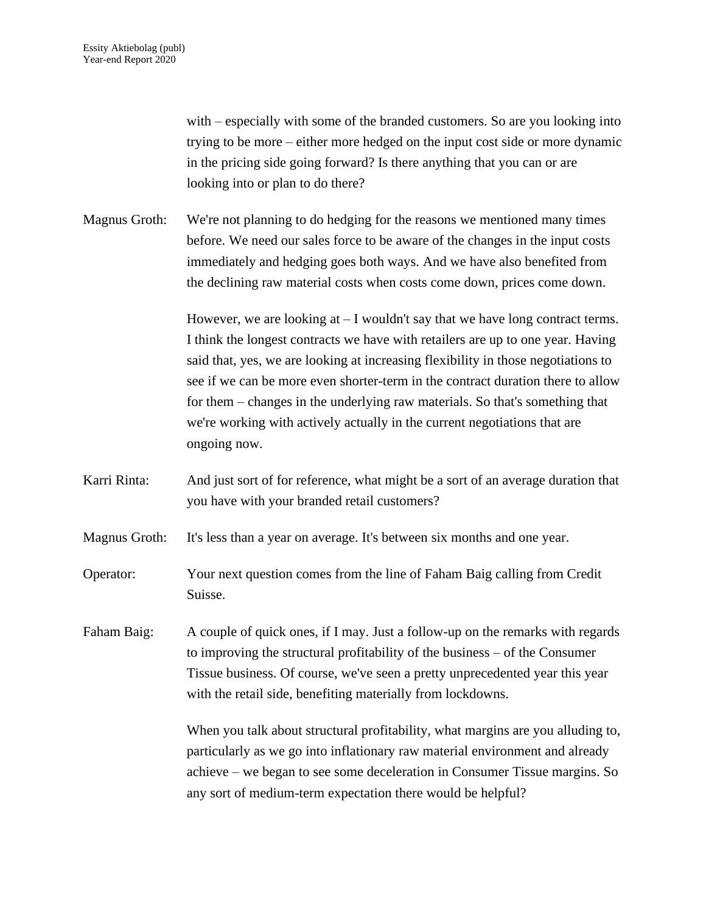with – especially with some of the branded customers. So are you looking into trying to be more – either more hedged on the input cost side or more dynamic in the pricing side going forward? Is there anything that you can or are looking into or plan to do there?

Magnus Groth: We're not planning to do hedging for the reasons we mentioned many times before. We need our sales force to be aware of the changes in the input costs immediately and hedging goes both ways. And we have also benefited from the declining raw material costs when costs come down, prices come down.

However, we are looking at – I wouldn't say that we have long contract terms. I think the longest contracts we have with retailers are up to one year. Having said that, yes, we are looking at increasing flexibility in those negotiations to see if we can be more even shorter-term in the contract duration there to allow for them – changes in the underlying raw materials. So that's something that we're working with actively actually in the current negotiations that are ongoing now.

Karri Rinta: And just sort of for reference, what might be a sort of an average duration that you have with your branded retail customers?

Magnus Groth: It's less than a year on average. It's between six months and one year.

Operator: Your next question comes from the line of Faham Baig calling from Credit Suisse.

Faham Baig: A couple of quick ones, if I may. Just a follow-up on the remarks with regards to improving the structural profitability of the business – of the Consumer Tissue business. Of course, we've seen a pretty unprecedented year this year with the retail side, benefiting materially from lockdowns.

When you talk about structural profitability, what margins are you alluding to, particularly as we go into inflationary raw material environment and already achieve – we began to see some deceleration in Consumer Tissue margins. So any sort of medium-term expectation there would be helpful?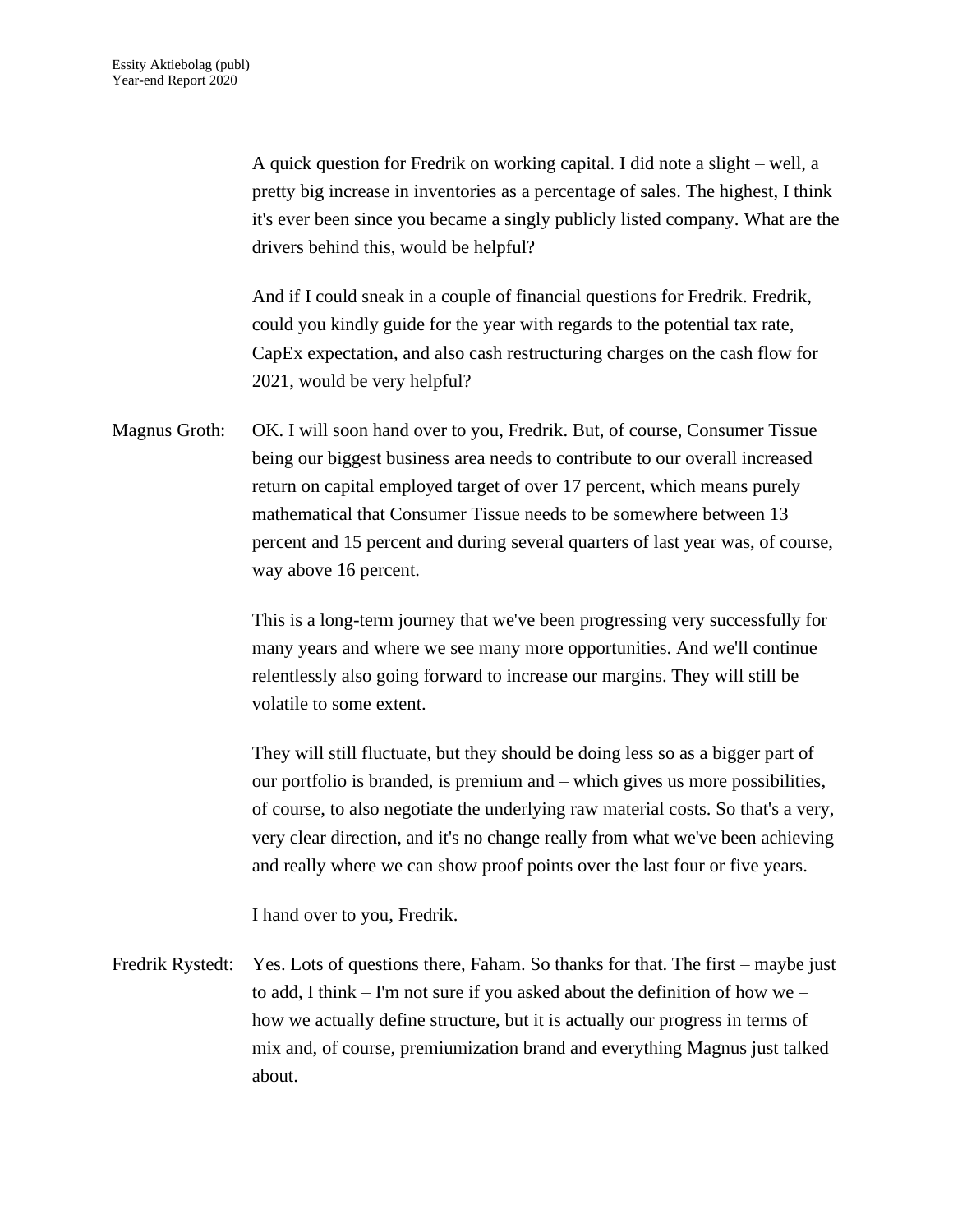A quick question for Fredrik on working capital. I did note a slight – well, a pretty big increase in inventories as a percentage of sales. The highest, I think it's ever been since you became a singly publicly listed company. What are the drivers behind this, would be helpful?

And if I could sneak in a couple of financial questions for Fredrik. Fredrik, could you kindly guide for the year with regards to the potential tax rate, CapEx expectation, and also cash restructuring charges on the cash flow for 2021, would be very helpful?

Magnus Groth: OK. I will soon hand over to you, Fredrik. But, of course, Consumer Tissue being our biggest business area needs to contribute to our overall increased return on capital employed target of over 17 percent, which means purely mathematical that Consumer Tissue needs to be somewhere between 13 percent and 15 percent and during several quarters of last year was, of course, way above 16 percent.

This is a long-term journey that we've been progressing very successfully for many years and where we see many more opportunities. And we'll continue relentlessly also going forward to increase our margins. They will still be volatile to some extent.

They will still fluctuate, but they should be doing less so as a bigger part of our portfolio is branded, is premium and – which gives us more possibilities, of course, to also negotiate the underlying raw material costs. So that's a very, very clear direction, and it's no change really from what we've been achieving and really where we can show proof points over the last four or five years.

I hand over to you, Fredrik.

Fredrik Rystedt: Yes. Lots of questions there, Faham. So thanks for that. The first – maybe just to add, I think – I'm not sure if you asked about the definition of how we – how we actually define structure, but it is actually our progress in terms of mix and, of course, premiumization brand and everything Magnus just talked about.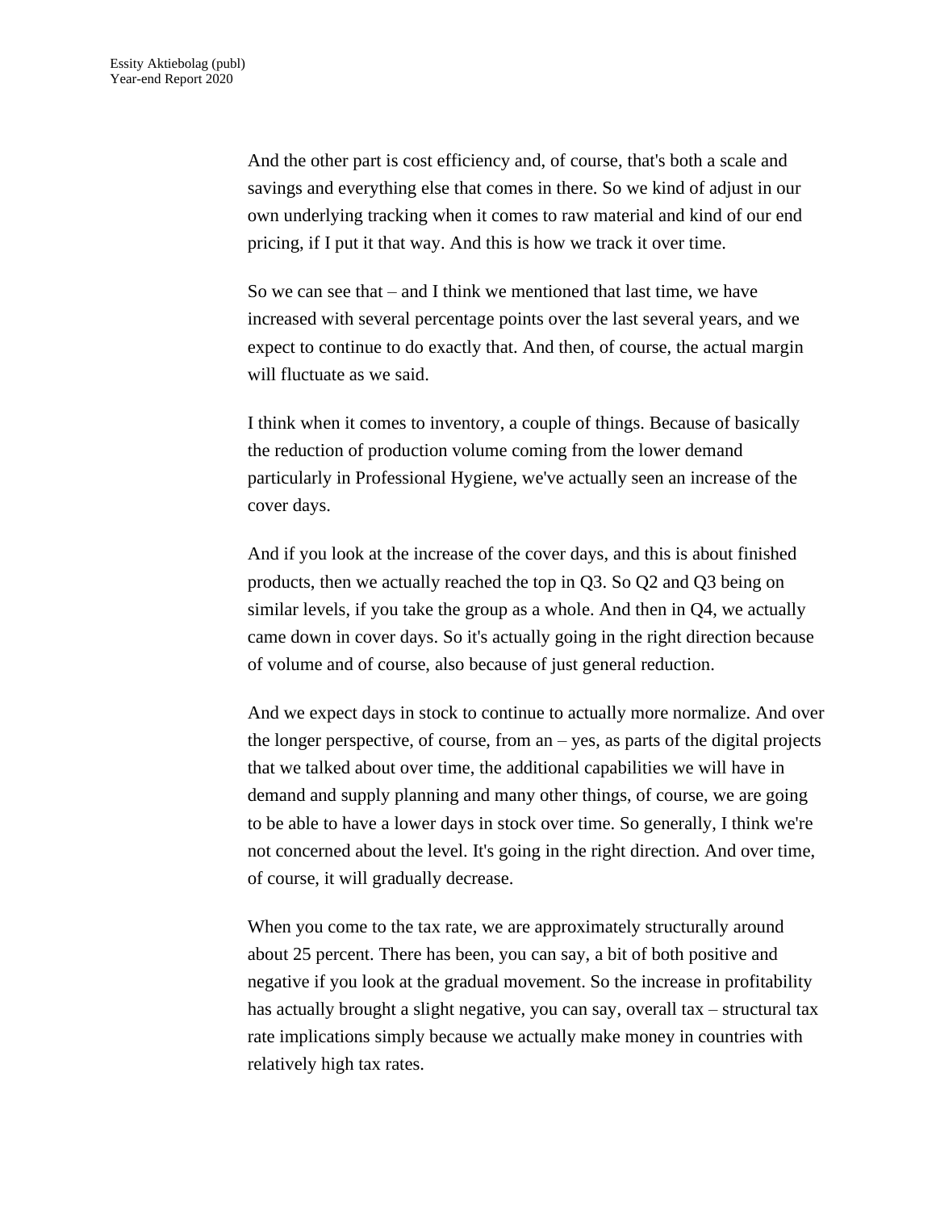And the other part is cost efficiency and, of course, that's both a scale and savings and everything else that comes in there. So we kind of adjust in our own underlying tracking when it comes to raw material and kind of our end pricing, if I put it that way. And this is how we track it over time.

So we can see that – and I think we mentioned that last time, we have increased with several percentage points over the last several years, and we expect to continue to do exactly that. And then, of course, the actual margin will fluctuate as we said.

I think when it comes to inventory, a couple of things. Because of basically the reduction of production volume coming from the lower demand particularly in Professional Hygiene, we've actually seen an increase of the cover days.

And if you look at the increase of the cover days, and this is about finished products, then we actually reached the top in Q3. So Q2 and Q3 being on similar levels, if you take the group as a whole. And then in Q4, we actually came down in cover days. So it's actually going in the right direction because of volume and of course, also because of just general reduction.

And we expect days in stock to continue to actually more normalize. And over the longer perspective, of course, from an – yes, as parts of the digital projects that we talked about over time, the additional capabilities we will have in demand and supply planning and many other things, of course, we are going to be able to have a lower days in stock over time. So generally, I think we're not concerned about the level. It's going in the right direction. And over time, of course, it will gradually decrease.

When you come to the tax rate, we are approximately structurally around about 25 percent. There has been, you can say, a bit of both positive and negative if you look at the gradual movement. So the increase in profitability has actually brought a slight negative, you can say, overall tax – structural tax rate implications simply because we actually make money in countries with relatively high tax rates.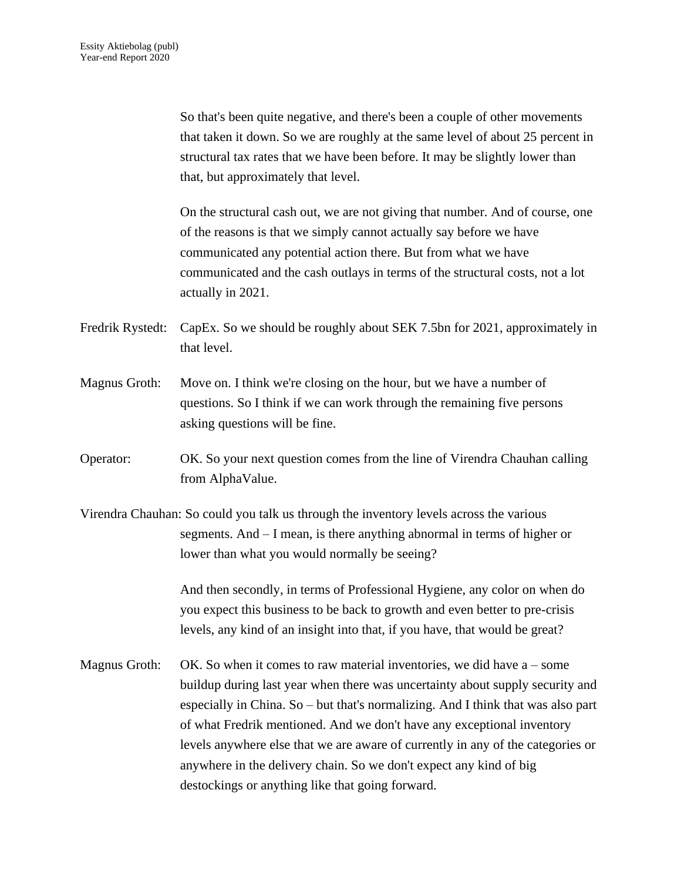So that's been quite negative, and there's been a couple of other movements that taken it down. So we are roughly at the same level of about 25 percent in structural tax rates that we have been before. It may be slightly lower than that, but approximately that level.

On the structural cash out, we are not giving that number. And of course, one of the reasons is that we simply cannot actually say before we have communicated any potential action there. But from what we have communicated and the cash outlays in terms of the structural costs, not a lot actually in 2021.

Fredrik Rystedt: CapEx. So we should be roughly about SEK 7.5bn for 2021, approximately in that level.

Magnus Groth: Move on. I think we're closing on the hour, but we have a number of questions. So I think if we can work through the remaining five persons asking questions will be fine.

Operator: OK. So your next question comes from the line of Virendra Chauhan calling from AlphaValue.

Virendra Chauhan: So could you talk us through the inventory levels across the various segments. And – I mean, is there anything abnormal in terms of higher or lower than what you would normally be seeing?

And then secondly, in terms of Professional Hygiene, any color on when do you expect this business to be back to growth and even better to pre-crisis levels, any kind of an insight into that, if you have, that would be great?

Magnus Groth: OK. So when it comes to raw material inventories, we did have a – some buildup during last year when there was uncertainty about supply security and especially in China. So – but that's normalizing. And I think that was also part of what Fredrik mentioned. And we don't have any exceptional inventory levels anywhere else that we are aware of currently in any of the categories or anywhere in the delivery chain. So we don't expect any kind of big destockings or anything like that going forward.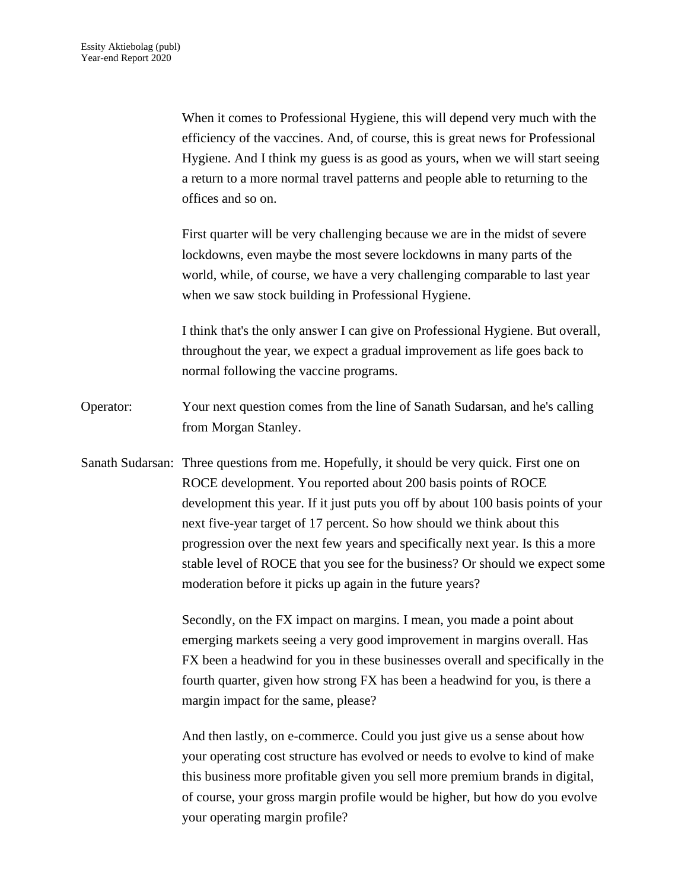When it comes to Professional Hygiene, this will depend very much with the efficiency of the vaccines. And, of course, this is great news for Professional Hygiene. And I think my guess is as good as yours, when we will start seeing a return to a more normal travel patterns and people able to returning to the offices and so on.

First quarter will be very challenging because we are in the midst of severe lockdowns, even maybe the most severe lockdowns in many parts of the world, while, of course, we have a very challenging comparable to last year when we saw stock building in Professional Hygiene.

I think that's the only answer I can give on Professional Hygiene. But overall, throughout the year, we expect a gradual improvement as life goes back to normal following the vaccine programs.

Operator: Your next question comes from the line of Sanath Sudarsan, and he's calling from Morgan Stanley.

Sanath Sudarsan: Three questions from me. Hopefully, it should be very quick. First one on ROCE development. You reported about 200 basis points of ROCE development this year. If it just puts you off by about 100 basis points of your next five-year target of 17 percent. So how should we think about this progression over the next few years and specifically next year. Is this a more stable level of ROCE that you see for the business? Or should we expect some moderation before it picks up again in the future years?

Secondly, on the FX impact on margins. I mean, you made a point about emerging markets seeing a very good improvement in margins overall. Has FX been a headwind for you in these businesses overall and specifically in the fourth quarter, given how strong FX has been a headwind for you, is there a margin impact for the same, please?

And then lastly, on e-commerce. Could you just give us a sense about how your operating cost structure has evolved or needs to evolve to kind of make this business more profitable given you sell more premium brands in digital, of course, your gross margin profile would be higher, but how do you evolve your operating margin profile?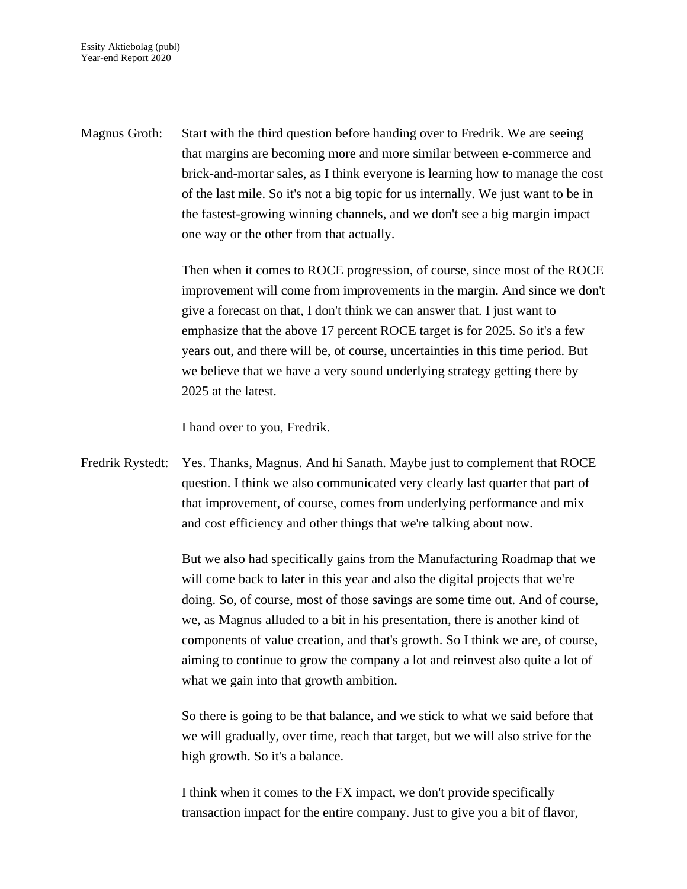Magnus Groth: Start with the third question before handing over to Fredrik. We are seeing that margins are becoming more and more similar between e-commerce and brick-and-mortar sales, as I think everyone is learning how to manage the cost of the last mile. So it's not a big topic for us internally. We just want to be in the fastest-growing winning channels, and we don't see a big margin impact one way or the other from that actually.

Then when it comes to ROCE progression, of course, since most of the ROCE improvement will come from improvements in the margin. And since we don't give a forecast on that, I don't think we can answer that. I just want to emphasize that the above 17 percent ROCE target is for 2025. So it's a few years out, and there will be, of course, uncertainties in this time period. But we believe that we have a very sound underlying strategy getting there by 2025 at the latest.

I hand over to you, Fredrik.

Fredrik Rystedt: Yes. Thanks, Magnus. And hi Sanath. Maybe just to complement that ROCE question. I think we also communicated very clearly last quarter that part of that improvement, of course, comes from underlying performance and mix and cost efficiency and other things that we're talking about now.

But we also had specifically gains from the Manufacturing Roadmap that we will come back to later in this year and also the digital projects that we're doing. So, of course, most of those savings are some time out. And of course, we, as Magnus alluded to a bit in his presentation, there is another kind of components of value creation, and that's growth. So I think we are, of course, aiming to continue to grow the company a lot and reinvest also quite a lot of what we gain into that growth ambition.

So there is going to be that balance, and we stick to what we said before that we will gradually, over time, reach that target, but we will also strive for the high growth. So it's a balance.

I think when it comes to the FX impact, we don't provide specifically transaction impact for the entire company. Just to give you a bit of flavor,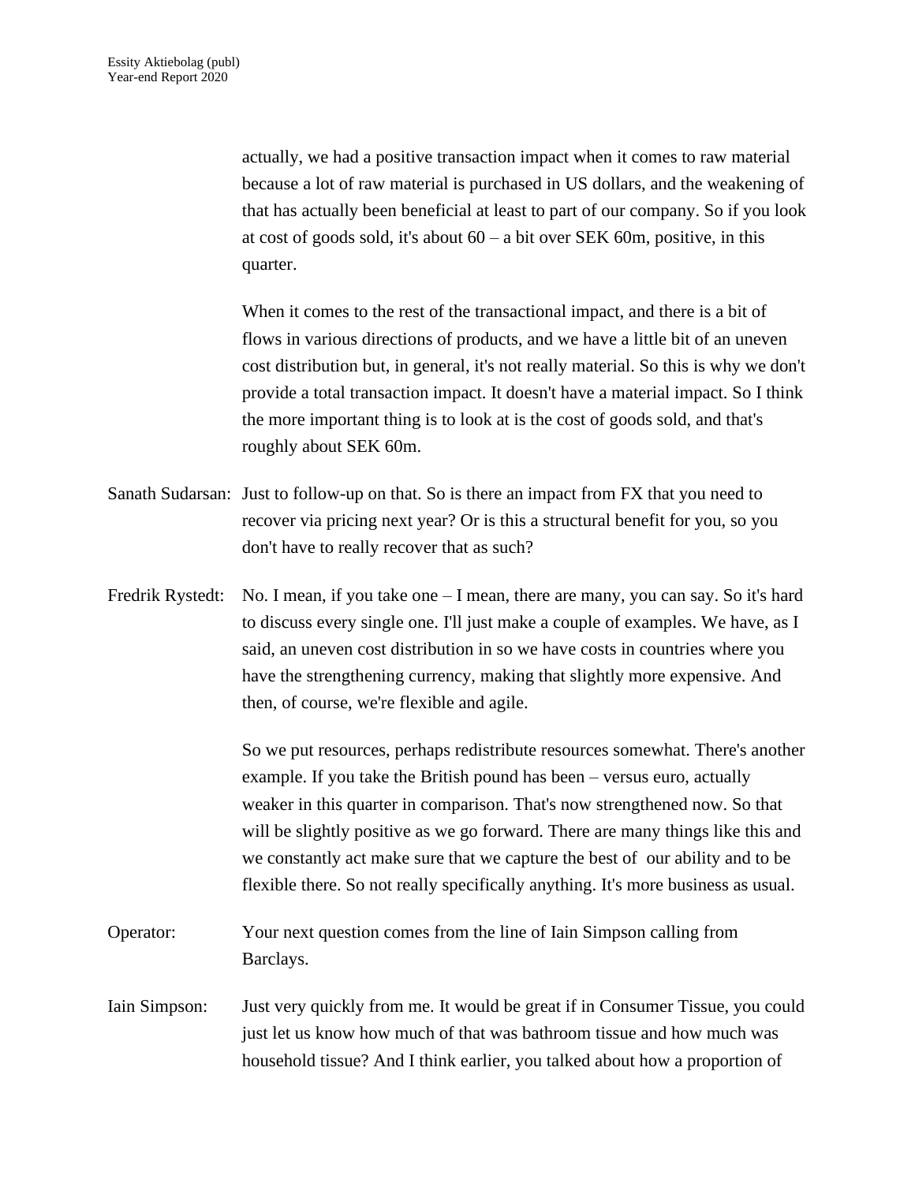actually, we had a positive transaction impact when it comes to raw material because a lot of raw material is purchased in US dollars, and the weakening of that has actually been beneficial at least to part of our company. So if you look at cost of goods sold, it's about 60 – a bit over SEK 60m, positive, in this quarter.

When it comes to the rest of the transactional impact, and there is a bit of flows in various directions of products, and we have a little bit of an uneven cost distribution but, in general, it's not really material. So this is why we don't provide a total transaction impact. It doesn't have a material impact. So I think the more important thing is to look at is the cost of goods sold, and that's roughly about SEK 60m.

Sanath Sudarsan: Just to follow-up on that. So is there an impact from FX that you need to recover via pricing next year? Or is this a structural benefit for you, so you don't have to really recover that as such?

Fredrik Rystedt: No. I mean, if you take one – I mean, there are many, you can say. So it's hard to discuss every single one. I'll just make a couple of examples. We have, as I said, an uneven cost distribution in so we have costs in countries where you have the strengthening currency, making that slightly more expensive. And then, of course, we're flexible and agile.

So we put resources, perhaps redistribute resources somewhat. There's another example. If you take the British pound has been – versus euro, actually weaker in this quarter in comparison. That's now strengthened now. So that will be slightly positive as we go forward. There are many things like this and we constantly act make sure that we capture the best of our ability and to be flexible there. So not really specifically anything. It's more business as usual.

Operator: Your next question comes from the line of Iain Simpson calling from Barclays.

Iain Simpson: Just very quickly from me. It would be great if in Consumer Tissue, you could just let us know how much of that was bathroom tissue and how much was household tissue? And I think earlier, you talked about how a proportion of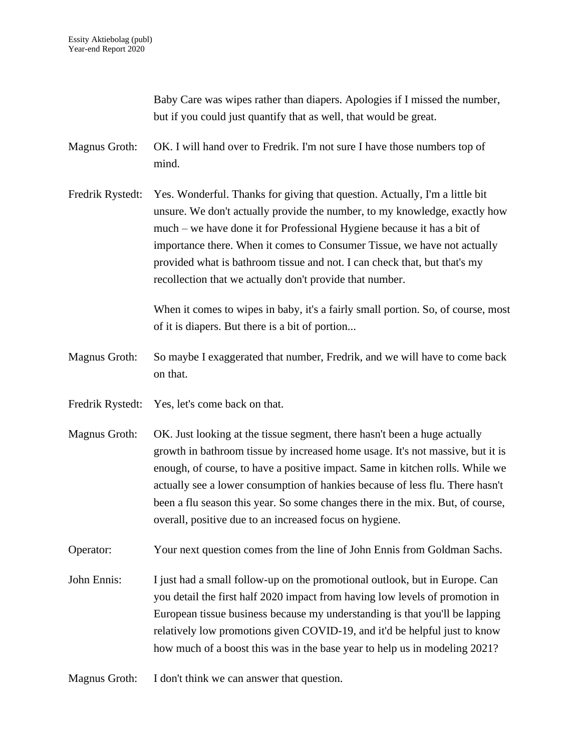Baby Care was wipes rather than diapers. Apologies if I missed the number, but if you could just quantify that as well, that would be great.

**Magnus Groth:** OK. I will hand over to Fredrik. I'm not sure I have those numbers top of mind.

**Fredrik Rystedt:** Yes. Wonderful. Thanks for giving that question. Actually, I'm a little bit unsure. We don't actually provide the number, to my knowledge, exactly how much – we have done it for Professional Hygiene because it has a bit of importance there. When it comes to Consumer Tissue, we have not actually provided what is bathroom tissue and not. I can check that, but that's my recollection that we actually don't provide that number.

When it comes to wipes in baby, it's a fairly small portion. So, of course, most of it is diapers. But there is a bit of portion...

**Magnus Groth:** So maybe I exaggerated that number, Fredrik, and we will have to come back on that.

**Fredrik Rystedt:** Yes, let's come back on that.

**Magnus Groth:** OK. Just looking at the tissue segment, there hasn't been a huge actually growth in bathroom tissue by increased home usage. It's not massive, but it is enough, of course, to have a positive impact. Same in kitchen rolls. While we actually see a lower consumption of hankies because of less flu. There hasn't been a flu season this year. So some changes there in the mix. But, of course, overall, positive due to an increased focus on hygiene.

**Operator:** Your next question comes from the line of John Ennis from Goldman Sachs.

**John Ennis:** I just had a small follow-up on the promotional outlook, but in Europe. Can you detail the first half 2020 impact from having low levels of promotion in European tissue business because my understanding is that you'll be lapping relatively low promotions given COVID-19, and it'd be helpful just to know how much of a boost this was in the base year to help us in modeling 2021?

**Magnus Groth:** I don't think we can answer that question.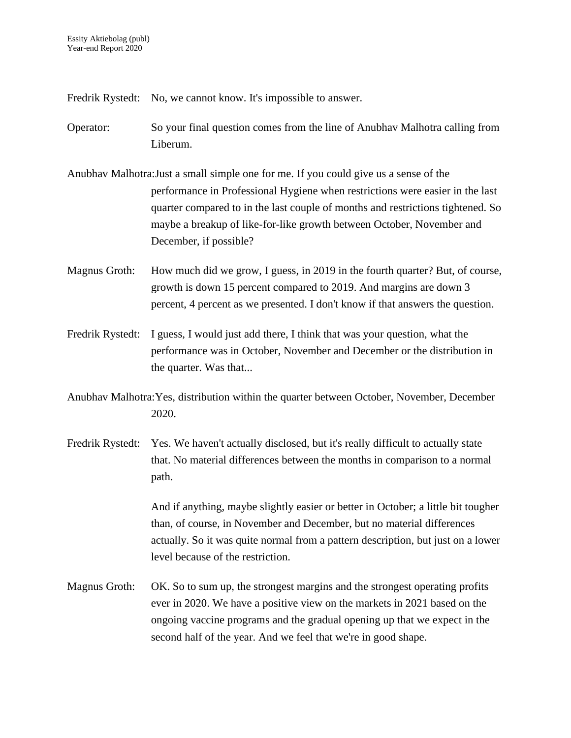Fredrik Rystedt: No, we cannot know. It's impossible to answer.

Operator: So your final question comes from the line of Anubhav Malhotra calling from Liberum.

Anubhav Malhotra: Just a small simple one for me. If you could give us a sense of the performance in Professional Hygiene when restrictions were easier in the last quarter compared to in the last couple of months and restrictions tightened. So maybe a breakup of like-for-like growth between October, November and December, if possible?

Magnus Groth: How much did we grow, I guess, in 2019 in the fourth quarter? But, of course, growth is down 15 percent compared to 2019. And margins are down 3 percent, 4 percent as we presented. I don't know if that answers the question.

Fredrik Rystedt: I guess, I would just add there, I think that was your question, what the performance was in October, November and December or the distribution in the quarter. Was that...

Anubhav Malhotra: Yes, distribution within the quarter between October, November, December 2020.

Fredrik Rystedt: Yes. We haven't actually disclosed, but it's really difficult to actually state that. No material differences between the months in comparison to a normal path.

And if anything, maybe slightly easier or better in October; a little bit tougher than, of course, in November and December, but no material differences actually. So it was quite normal from a pattern description, but just on a lower level because of the restriction.

Magnus Groth: OK. So to sum up, the strongest margins and the strongest operating profits ever in 2020. We have a positive view on the markets in 2021 based on the ongoing vaccine programs and the gradual opening up that we expect in the second half of the year. And we feel that we're in good shape.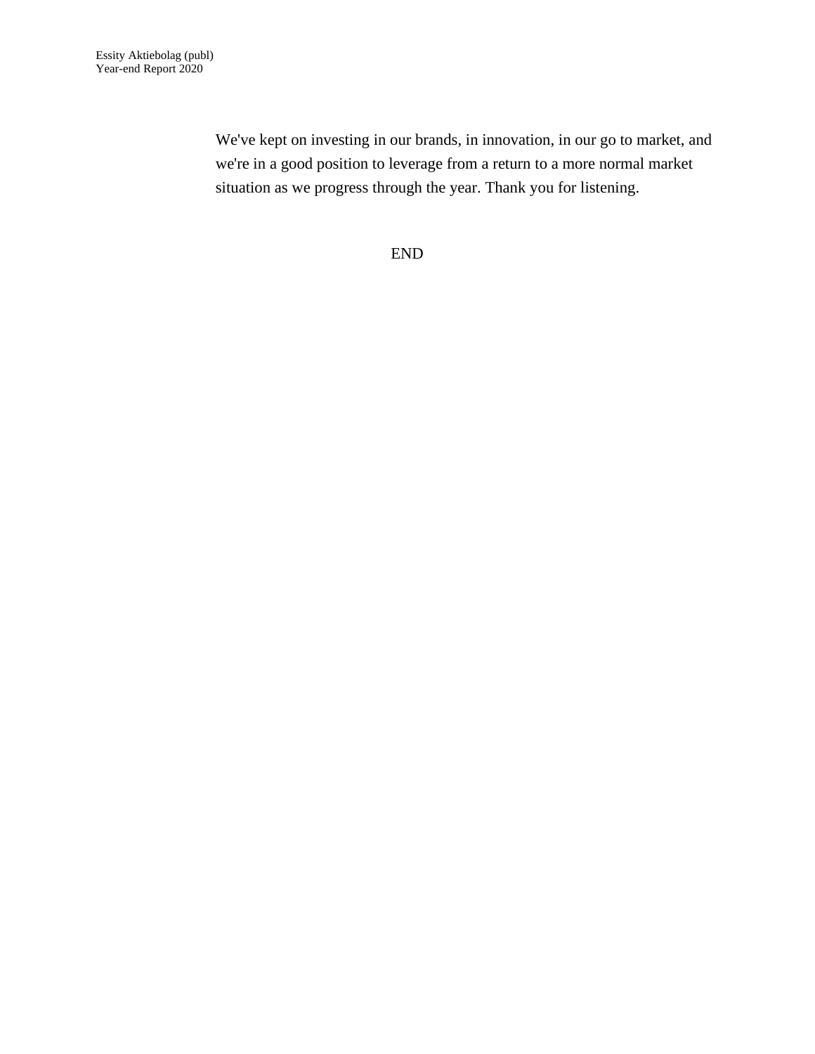We've kept on investing in our brands, in innovation, in our go to market, and we're in a good position to leverage from a return to a more normal market situation as we progress through the year. Thank you for listening.

END